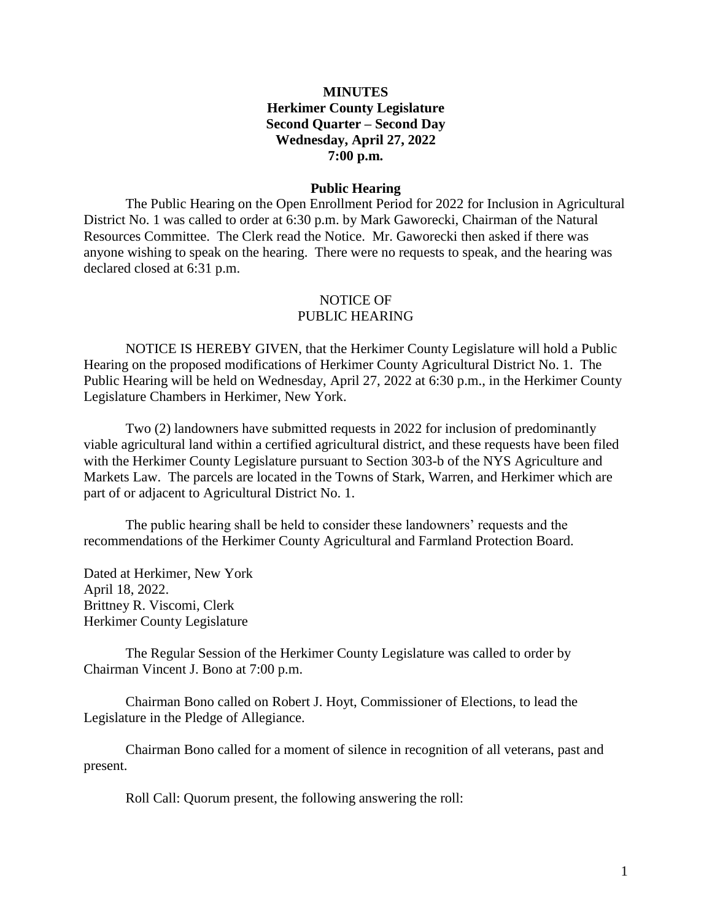# MINUTES
## Herkimer County Legislature
## Second Quarter – Second Day
## Wednesday, April 27, 2022
## 7:00 p.m.

### Public Hearing

The Public Hearing on the Open Enrollment Period for 2022 for Inclusion in Agricultural District No. 1 was called to order at 6:30 p.m. by Mark Gaworecki, Chairman of the Natural Resources Committee. The Clerk read the Notice. Mr. Gaworecki then asked if there was anyone wishing to speak on the hearing. There were no requests to speak, and the hearing was declared closed at 6:31 p.m.

NOTICE OF
PUBLIC HEARING

NOTICE IS HEREBY GIVEN, that the Herkimer County Legislature will hold a Public Hearing on the proposed modifications of Herkimer County Agricultural District No. 1. The Public Hearing will be held on Wednesday, April 27, 2022 at 6:30 p.m., in the Herkimer County Legislature Chambers in Herkimer, New York.

Two (2) landowners have submitted requests in 2022 for inclusion of predominantly viable agricultural land within a certified agricultural district, and these requests have been filed with the Herkimer County Legislature pursuant to Section 303-b of the NYS Agriculture and Markets Law. The parcels are located in the Towns of Stark, Warren, and Herkimer which are part of or adjacent to Agricultural District No. 1.

The public hearing shall be held to consider these landowners' requests and the recommendations of the Herkimer County Agricultural and Farmland Protection Board.

Dated at Herkimer, New York
April 18, 2022.
Brittney R. Viscomi, Clerk
Herkimer County Legislature

The Regular Session of the Herkimer County Legislature was called to order by Chairman Vincent J. Bono at 7:00 p.m.

Chairman Bono called on Robert J. Hoyt, Commissioner of Elections, to lead the Legislature in the Pledge of Allegiance.

Chairman Bono called for a moment of silence in recognition of all veterans, past and present.

Roll Call: Quorum present, the following answering the roll: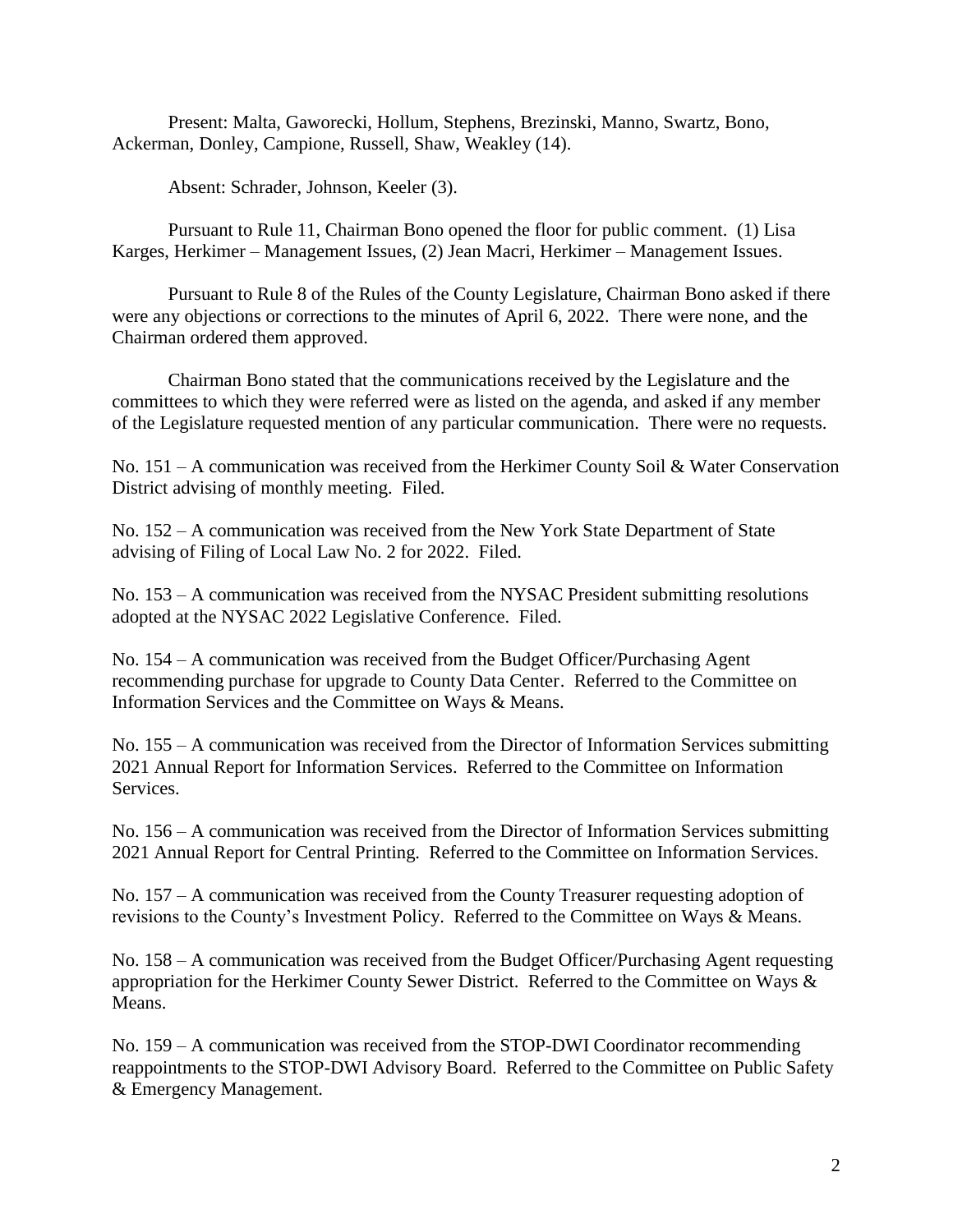Present: Malta, Gaworecki, Hollum, Stephens, Brezinski, Manno, Swartz, Bono, Ackerman, Donley, Campione, Russell, Shaw, Weakley (14).

Absent: Schrader, Johnson, Keeler (3).

Pursuant to Rule 11, Chairman Bono opened the floor for public comment. (1) Lisa Karges, Herkimer – Management Issues, (2) Jean Macri, Herkimer – Management Issues.

Pursuant to Rule 8 of the Rules of the County Legislature, Chairman Bono asked if there were any objections or corrections to the minutes of April 6, 2022. There were none, and the Chairman ordered them approved.

Chairman Bono stated that the communications received by the Legislature and the committees to which they were referred were as listed on the agenda, and asked if any member of the Legislature requested mention of any particular communication. There were no requests.

No. 151 – A communication was received from the Herkimer County Soil & Water Conservation District advising of monthly meeting. Filed.

No. 152 – A communication was received from the New York State Department of State advising of Filing of Local Law No. 2 for 2022. Filed.

No. 153 – A communication was received from the NYSAC President submitting resolutions adopted at the NYSAC 2022 Legislative Conference. Filed.

No. 154 – A communication was received from the Budget Officer/Purchasing Agent recommending purchase for upgrade to County Data Center. Referred to the Committee on Information Services and the Committee on Ways & Means.

No. 155 – A communication was received from the Director of Information Services submitting 2021 Annual Report for Information Services. Referred to the Committee on Information Services.

No. 156 – A communication was received from the Director of Information Services submitting 2021 Annual Report for Central Printing. Referred to the Committee on Information Services.

No. 157 – A communication was received from the County Treasurer requesting adoption of revisions to the County's Investment Policy. Referred to the Committee on Ways & Means.

No. 158 – A communication was received from the Budget Officer/Purchasing Agent requesting appropriation for the Herkimer County Sewer District. Referred to the Committee on Ways & Means.

No. 159 – A communication was received from the STOP-DWI Coordinator recommending reappointments to the STOP-DWI Advisory Board. Referred to the Committee on Public Safety & Emergency Management.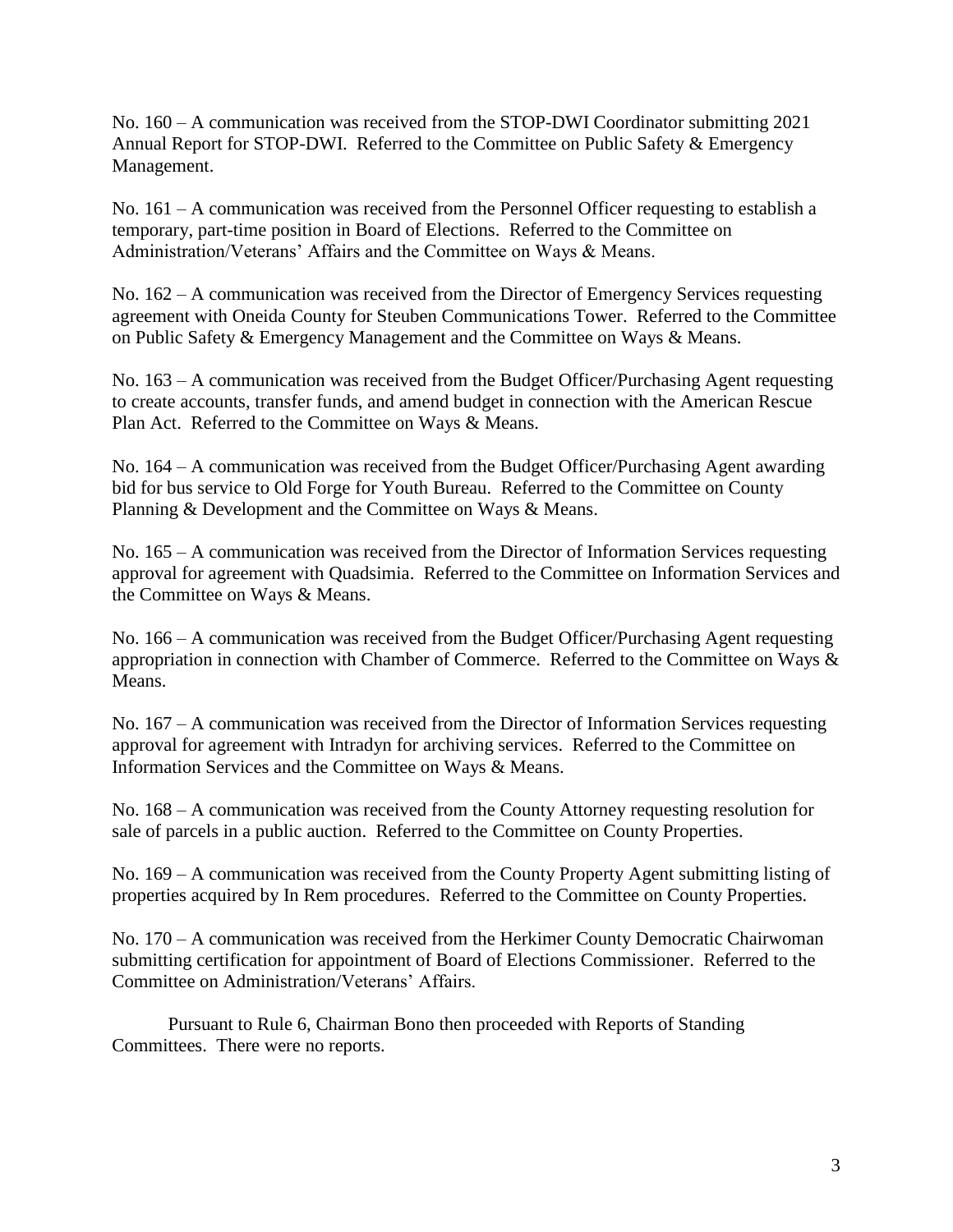No. 160 – A communication was received from the STOP-DWI Coordinator submitting 2021 Annual Report for STOP-DWI. Referred to the Committee on Public Safety & Emergency Management.

No. 161 – A communication was received from the Personnel Officer requesting to establish a temporary, part-time position in Board of Elections. Referred to the Committee on Administration/Veterans' Affairs and the Committee on Ways & Means.

No. 162 – A communication was received from the Director of Emergency Services requesting agreement with Oneida County for Steuben Communications Tower. Referred to the Committee on Public Safety & Emergency Management and the Committee on Ways & Means.

No. 163 – A communication was received from the Budget Officer/Purchasing Agent requesting to create accounts, transfer funds, and amend budget in connection with the American Rescue Plan Act. Referred to the Committee on Ways & Means.

No. 164 – A communication was received from the Budget Officer/Purchasing Agent awarding bid for bus service to Old Forge for Youth Bureau. Referred to the Committee on County Planning & Development and the Committee on Ways & Means.

No. 165 – A communication was received from the Director of Information Services requesting approval for agreement with Quadsimia. Referred to the Committee on Information Services and the Committee on Ways & Means.

No. 166 – A communication was received from the Budget Officer/Purchasing Agent requesting appropriation in connection with Chamber of Commerce. Referred to the Committee on Ways & Means.

No. 167 – A communication was received from the Director of Information Services requesting approval for agreement with Intradyn for archiving services. Referred to the Committee on Information Services and the Committee on Ways & Means.

No. 168 – A communication was received from the County Attorney requesting resolution for sale of parcels in a public auction. Referred to the Committee on County Properties.

No. 169 – A communication was received from the County Property Agent submitting listing of properties acquired by In Rem procedures. Referred to the Committee on County Properties.

No. 170 – A communication was received from the Herkimer County Democratic Chairwoman submitting certification for appointment of Board of Elections Commissioner. Referred to the Committee on Administration/Veterans' Affairs.

Pursuant to Rule 6, Chairman Bono then proceeded with Reports of Standing Committees. There were no reports.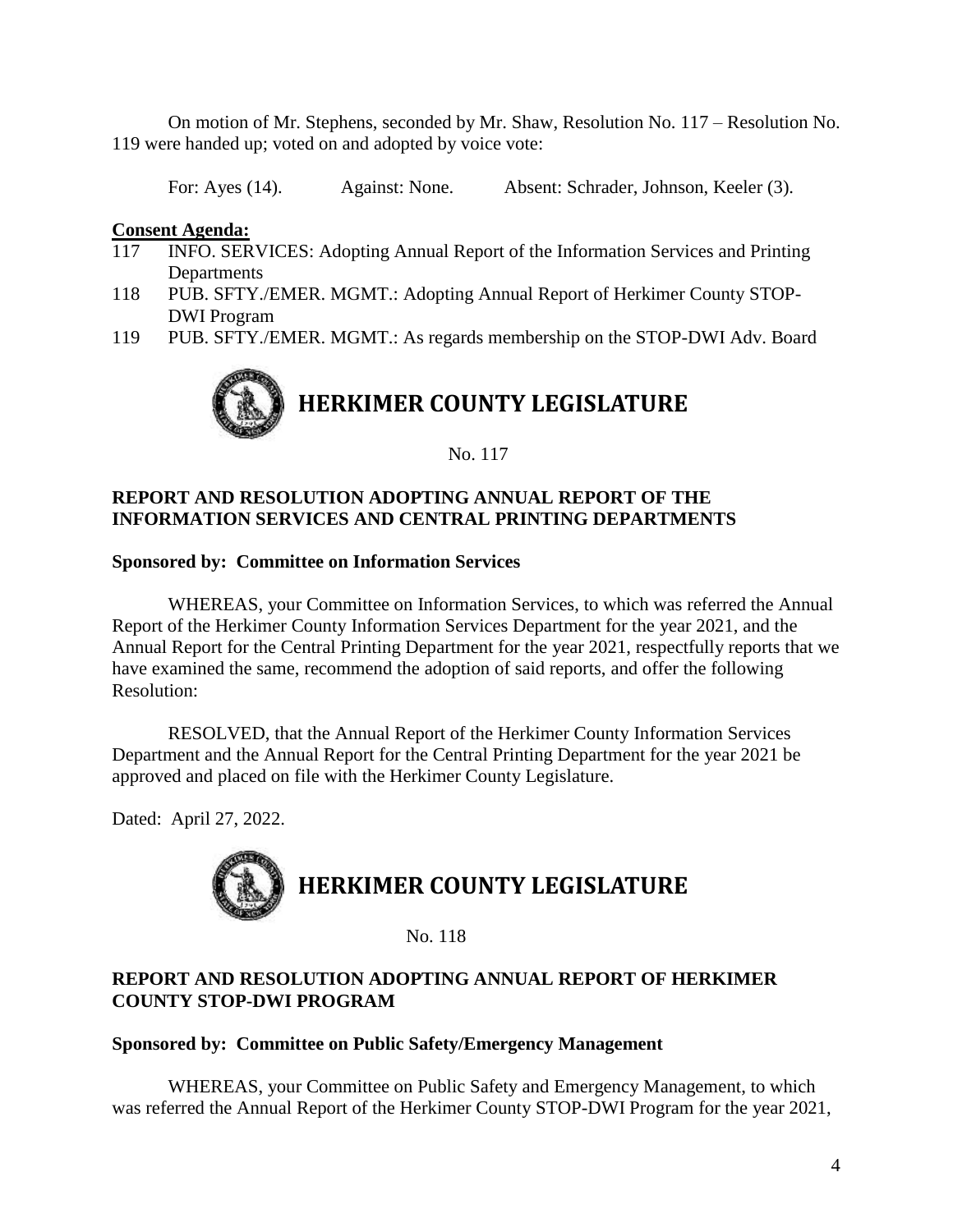On motion of Mr. Stephens, seconded by Mr. Shaw, Resolution No. 117 – Resolution No. 119 were handed up; voted on and adopted by voice vote:

For: Ayes (14). Against: None. Absent: Schrader, Johnson, Keeler (3).

**Consent Agenda:**

117 INFO. SERVICES: Adopting Annual Report of the Information Services and Printing Departments

118 PUB. SFTY./EMER. MGMT.: Adopting Annual Report of Herkimer County STOP-DWI Program

119 PUB. SFTY./EMER. MGMT.: As regards membership on the STOP-DWI Adv. Board

## HERKIMER COUNTY LEGISLATURE

No. 117

**REPORT AND RESOLUTION ADOPTING ANNUAL REPORT OF THE INFORMATION SERVICES AND CENTRAL PRINTING DEPARTMENTS**

**Sponsored by: Committee on Information Services**

WHEREAS, your Committee on Information Services, to which was referred the Annual Report of the Herkimer County Information Services Department for the year 2021, and the Annual Report for the Central Printing Department for the year 2021, respectfully reports that we have examined the same, recommend the adoption of said reports, and offer the following Resolution:

RESOLVED, that the Annual Report of the Herkimer County Information Services Department and the Annual Report for the Central Printing Department for the year 2021 be approved and placed on file with the Herkimer County Legislature.

Dated: April 27, 2022.

## HERKIMER COUNTY LEGISLATURE

No. 118

**REPORT AND RESOLUTION ADOPTING ANNUAL REPORT OF HERKIMER COUNTY STOP-DWI PROGRAM**

**Sponsored by: Committee on Public Safety/Emergency Management**

WHEREAS, your Committee on Public Safety and Emergency Management, to which was referred the Annual Report of the Herkimer County STOP-DWI Program for the year 2021,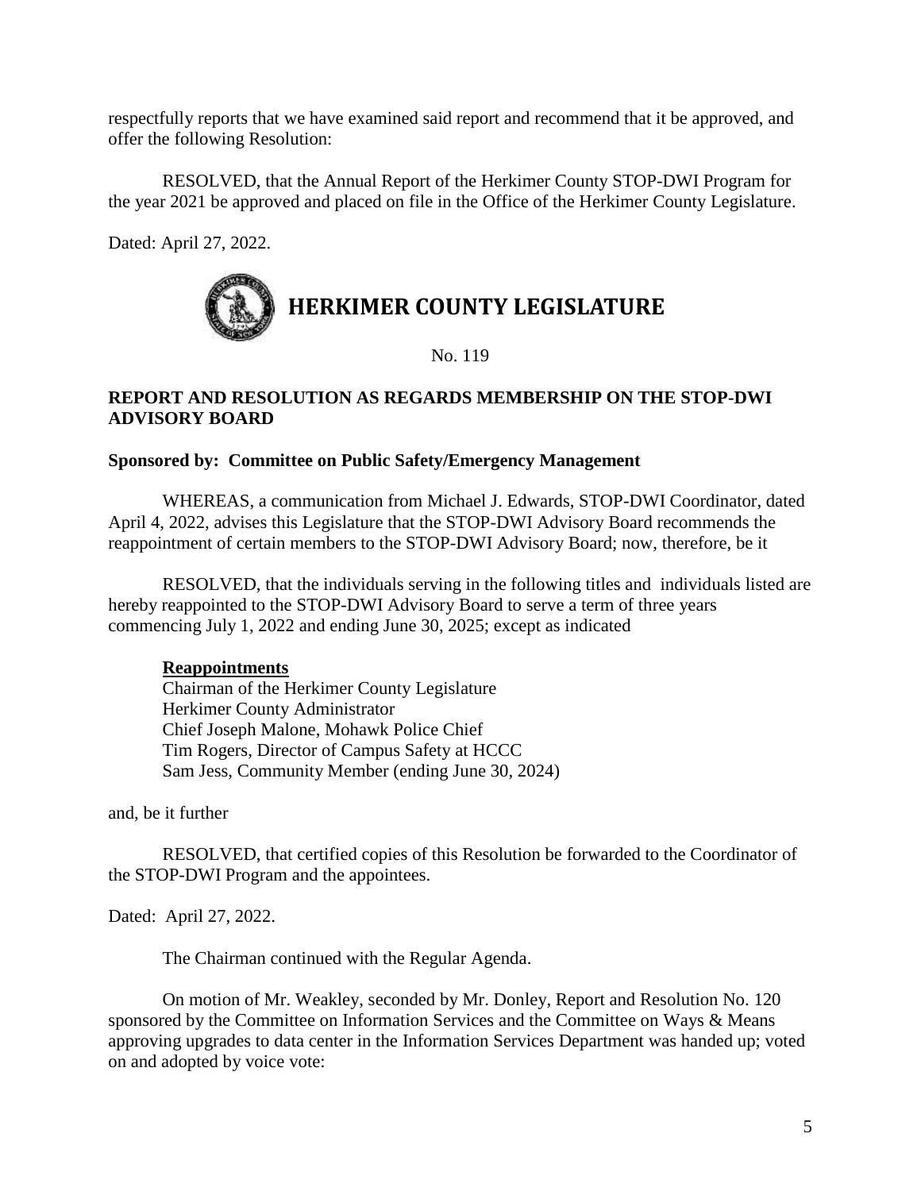respectfully reports that we have examined said report and recommend that it be approved, and offer the following Resolution:

RESOLVED, that the Annual Report of the Herkimer County STOP-DWI Program for the year 2021 be approved and placed on file in the Office of the Herkimer County Legislature.

Dated: April 27, 2022.

# HERKIMER COUNTY LEGISLATURE

No. 119

**REPORT AND RESOLUTION AS REGARDS MEMBERSHIP ON THE STOP-DWI ADVISORY BOARD**

**Sponsored by: Committee on Public Safety/Emergency Management**

WHEREAS, a communication from Michael J. Edwards, STOP-DWI Coordinator, dated April 4, 2022, advises this Legislature that the STOP-DWI Advisory Board recommends the reappointment of certain members to the STOP-DWI Advisory Board; now, therefore, be it

RESOLVED, that the individuals serving in the following titles and individuals listed are hereby reappointed to the STOP-DWI Advisory Board to serve a term of three years commencing July 1, 2022 and ending June 30, 2025; except as indicated

**Reappointments**
Chairman of the Herkimer County Legislature
Herkimer County Administrator
Chief Joseph Malone, Mohawk Police Chief
Tim Rogers, Director of Campus Safety at HCCC
Sam Jess, Community Member (ending June 30, 2024)

and, be it further

RESOLVED, that certified copies of this Resolution be forwarded to the Coordinator of the STOP-DWI Program and the appointees.

Dated: April 27, 2022.

The Chairman continued with the Regular Agenda.

On motion of Mr. Weakley, seconded by Mr. Donley, Report and Resolution No. 120 sponsored by the Committee on Information Services and the Committee on Ways & Means approving upgrades to data center in the Information Services Department was handed up; voted on and adopted by voice vote: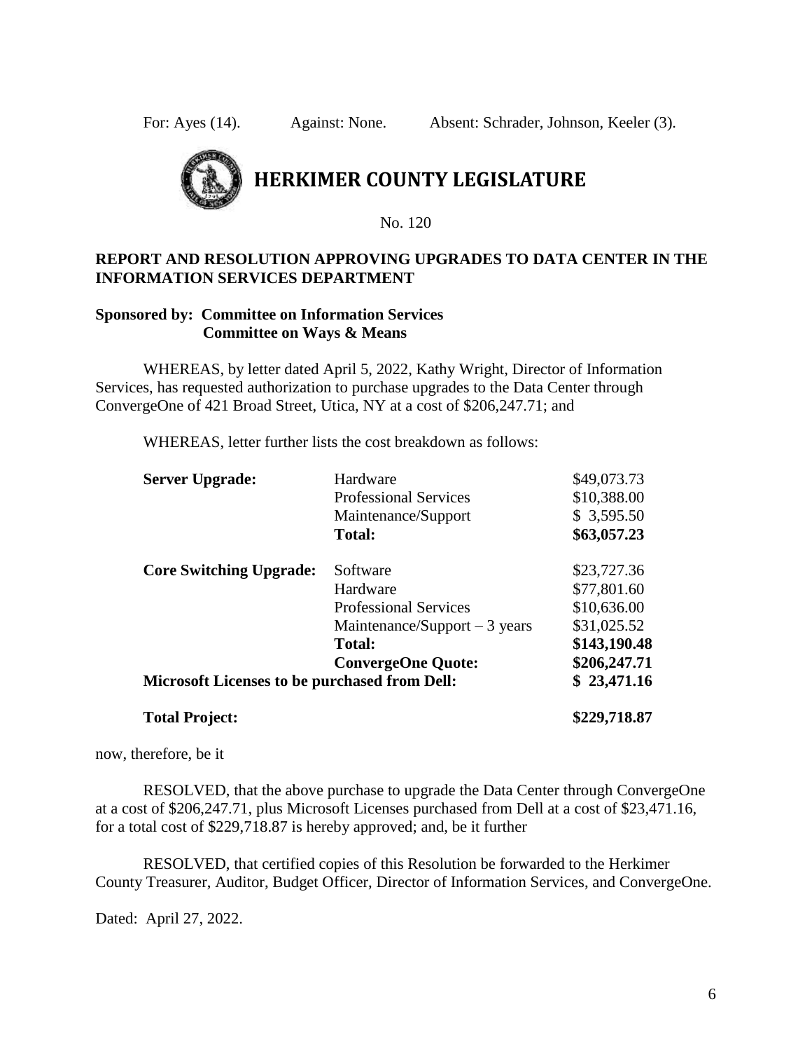For: Ayes (14). Against: None. Absent: Schrader, Johnson, Keeler (3).

# HERKIMER COUNTY LEGISLATURE

No. 120

**REPORT AND RESOLUTION APPROVING UPGRADES TO DATA CENTER IN THE INFORMATION SERVICES DEPARTMENT**

**Sponsored by: Committee on Information Services**
**Committee on Ways & Means**

WHEREAS, by letter dated April 5, 2022, Kathy Wright, Director of Information Services, has requested authorization to purchase upgrades to the Data Center through ConvergeOne of 421 Broad Street, Utica, NY at a cost of $206,247.71; and

WHEREAS, letter further lists the cost breakdown as follows:

| | | |
|---|---|---|
| **Server Upgrade:** | Hardware | $49,073.73 |
| | Professional Services | $10,388.00 |
| | Maintenance/Support | $ 3,595.50 |
| | **Total:** | **$63,057.23** |
| **Core Switching Upgrade:** | Software | $23,727.36 |
| | Hardware | $77,801.60 |
| | Professional Services | $10,636.00 |
| | Maintenance/Support – 3 years | $31,025.52 |
| | **Total:** | **$143,190.48** |
| | **ConvergeOne Quote:** | **$206,247.71** |
| **Microsoft Licenses to be purchased from Dell:** | | **$ 23,471.16** |
| **Total Project:** | | **$229,718.87** |

now, therefore, be it

RESOLVED, that the above purchase to upgrade the Data Center through ConvergeOne at a cost of $206,247.71, plus Microsoft Licenses purchased from Dell at a cost of $23,471.16, for a total cost of $229,718.87 is hereby approved; and, be it further

RESOLVED, that certified copies of this Resolution be forwarded to the Herkimer County Treasurer, Auditor, Budget Officer, Director of Information Services, and ConvergeOne.

Dated: April 27, 2022.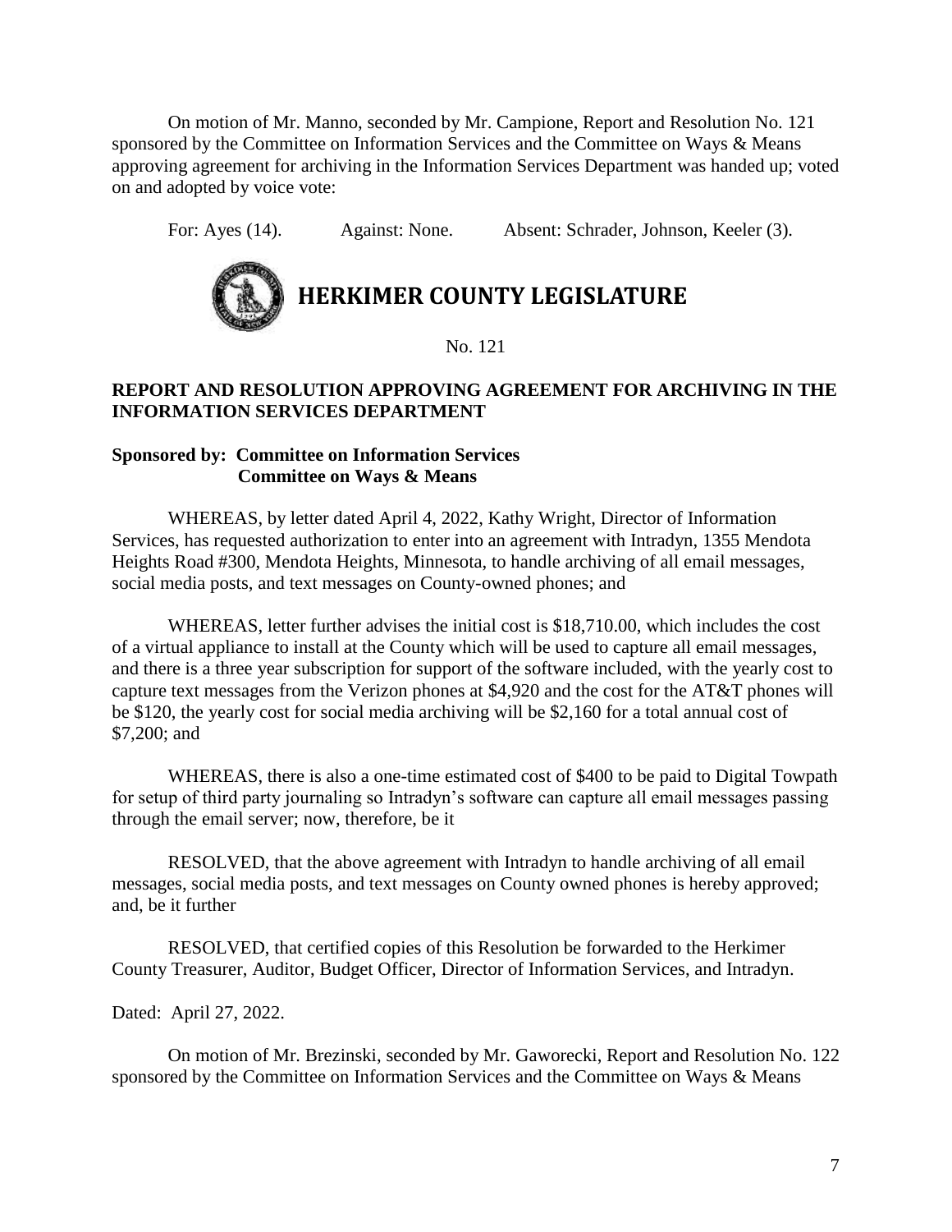On motion of Mr. Manno, seconded by Mr. Campione, Report and Resolution No. 121 sponsored by the Committee on Information Services and the Committee on Ways & Means approving agreement for archiving in the Information Services Department was handed up; voted on and adopted by voice vote:

For: Ayes (14). Against: None. Absent: Schrader, Johnson, Keeler (3).

# HERKIMER COUNTY LEGISLATURE

No. 121

**REPORT AND RESOLUTION APPROVING AGREEMENT FOR ARCHIVING IN THE INFORMATION SERVICES DEPARTMENT**

**Sponsored by: Committee on Information Services**
**Committee on Ways & Means**

WHEREAS, by letter dated April 4, 2022, Kathy Wright, Director of Information Services, has requested authorization to enter into an agreement with Intradyn, 1355 Mendota Heights Road #300, Mendota Heights, Minnesota, to handle archiving of all email messages, social media posts, and text messages on County-owned phones; and

WHEREAS, letter further advises the initial cost is $18,710.00, which includes the cost of a virtual appliance to install at the County which will be used to capture all email messages, and there is a three year subscription for support of the software included, with the yearly cost to capture text messages from the Verizon phones at $4,920 and the cost for the AT&T phones will be $120, the yearly cost for social media archiving will be $2,160 for a total annual cost of $7,200; and

WHEREAS, there is also a one-time estimated cost of $400 to be paid to Digital Towpath for setup of third party journaling so Intradyn's software can capture all email messages passing through the email server; now, therefore, be it

RESOLVED, that the above agreement with Intradyn to handle archiving of all email messages, social media posts, and text messages on County owned phones is hereby approved; and, be it further

RESOLVED, that certified copies of this Resolution be forwarded to the Herkimer County Treasurer, Auditor, Budget Officer, Director of Information Services, and Intradyn.

Dated: April 27, 2022.

On motion of Mr. Brezinski, seconded by Mr. Gaworecki, Report and Resolution No. 122 sponsored by the Committee on Information Services and the Committee on Ways & Means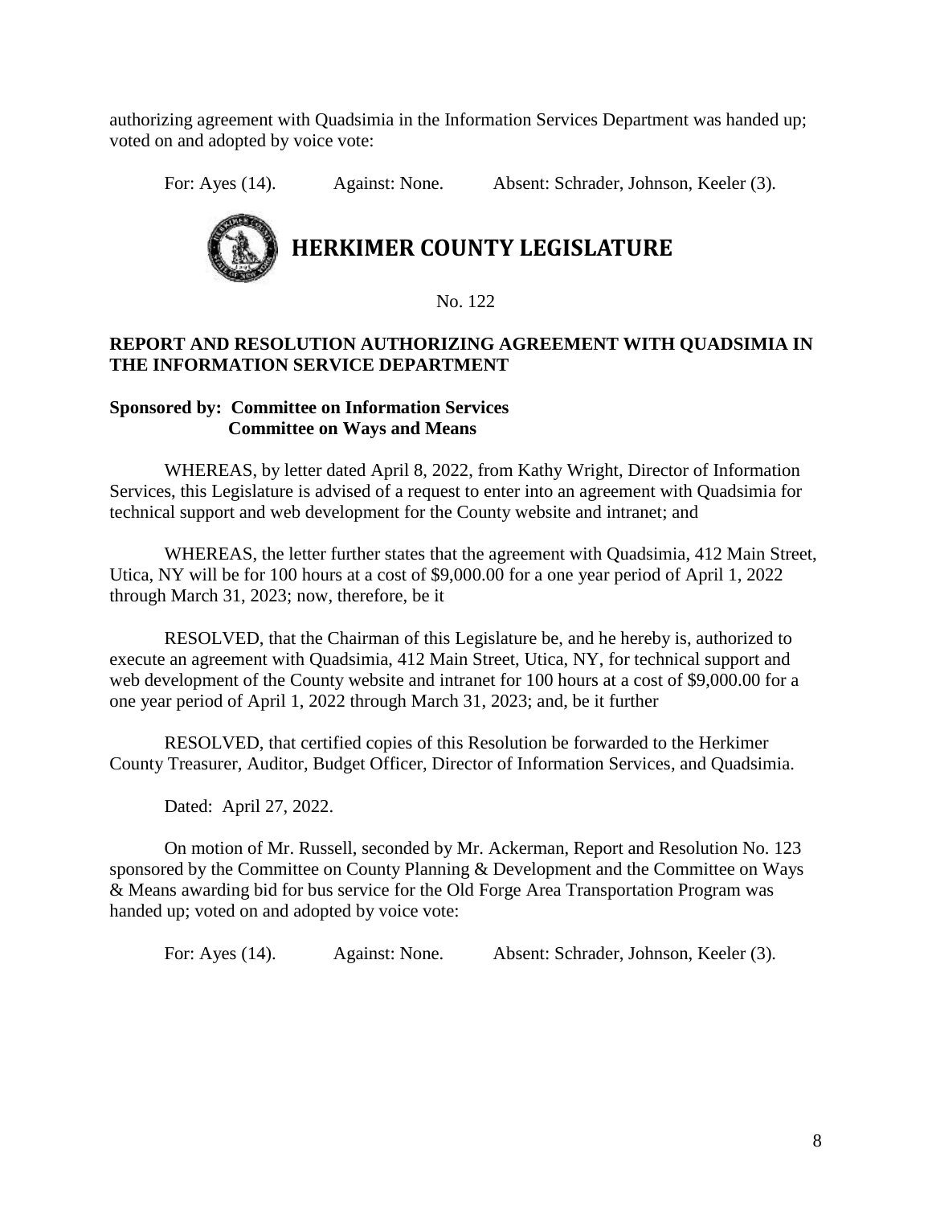authorizing agreement with Quadsimia in the Information Services Department was handed up; voted on and adopted by voice vote:

For: Ayes (14). Against: None. Absent: Schrader, Johnson, Keeler (3).

# HERKIMER COUNTY LEGISLATURE

No. 122

**REPORT AND RESOLUTION AUTHORIZING AGREEMENT WITH QUADSIMIA IN THE INFORMATION SERVICE DEPARTMENT**

**Sponsored by: Committee on Information Services**
**Committee on Ways and Means**

WHEREAS, by letter dated April 8, 2022, from Kathy Wright, Director of Information Services, this Legislature is advised of a request to enter into an agreement with Quadsimia for technical support and web development for the County website and intranet; and

WHEREAS, the letter further states that the agreement with Quadsimia, 412 Main Street, Utica, NY will be for 100 hours at a cost of $9,000.00 for a one year period of April 1, 2022 through March 31, 2023; now, therefore, be it

RESOLVED, that the Chairman of this Legislature be, and he hereby is, authorized to execute an agreement with Quadsimia, 412 Main Street, Utica, NY, for technical support and web development of the County website and intranet for 100 hours at a cost of $9,000.00 for a one year period of April 1, 2022 through March 31, 2023; and, be it further

RESOLVED, that certified copies of this Resolution be forwarded to the Herkimer County Treasurer, Auditor, Budget Officer, Director of Information Services, and Quadsimia.

Dated: April 27, 2022.

On motion of Mr. Russell, seconded by Mr. Ackerman, Report and Resolution No. 123 sponsored by the Committee on County Planning & Development and the Committee on Ways & Means awarding bid for bus service for the Old Forge Area Transportation Program was handed up; voted on and adopted by voice vote:

For: Ayes (14). Against: None. Absent: Schrader, Johnson, Keeler (3).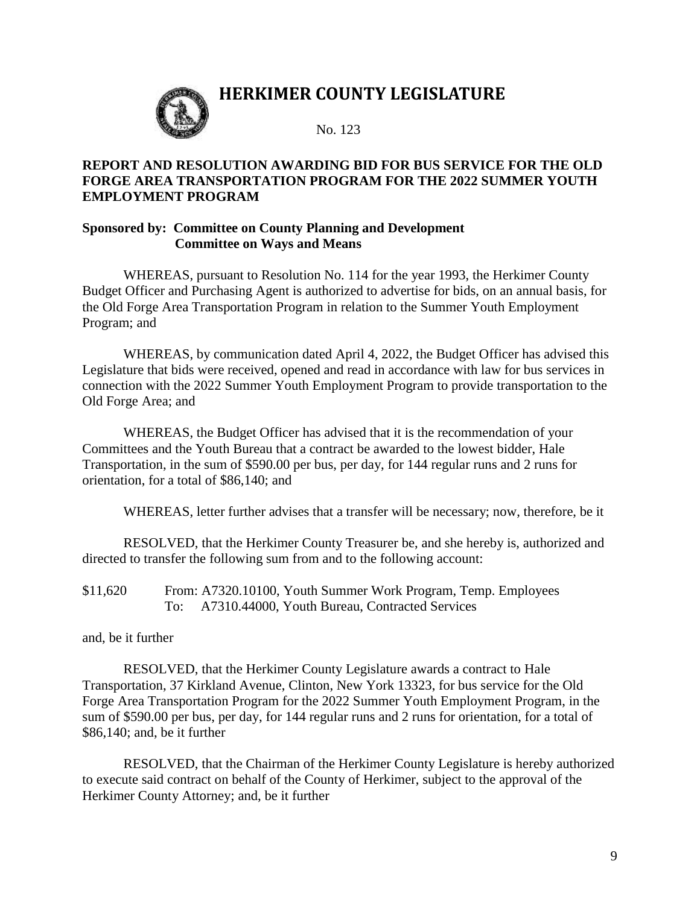# HERKIMER COUNTY LEGISLATURE

No. 123

**REPORT AND RESOLUTION AWARDING BID FOR BUS SERVICE FOR THE OLD FORGE AREA TRANSPORTATION PROGRAM FOR THE 2022 SUMMER YOUTH EMPLOYMENT PROGRAM**

**Sponsored by: Committee on County Planning and Development**
**Committee on Ways and Means**

WHEREAS, pursuant to Resolution No. 114 for the year 1993, the Herkimer County Budget Officer and Purchasing Agent is authorized to advertise for bids, on an annual basis, for the Old Forge Area Transportation Program in relation to the Summer Youth Employment Program; and

WHEREAS, by communication dated April 4, 2022, the Budget Officer has advised this Legislature that bids were received, opened and read in accordance with law for bus services in connection with the 2022 Summer Youth Employment Program to provide transportation to the Old Forge Area; and

WHEREAS, the Budget Officer has advised that it is the recommendation of your Committees and the Youth Bureau that a contract be awarded to the lowest bidder, Hale Transportation, in the sum of $590.00 per bus, per day, for 144 regular runs and 2 runs for orientation, for a total of $86,140; and

WHEREAS, letter further advises that a transfer will be necessary; now, therefore, be it

RESOLVED, that the Herkimer County Treasurer be, and she hereby is, authorized and directed to transfer the following sum from and to the following account:

$11,620 From: A7320.10100, Youth Summer Work Program, Temp. Employees
To: A7310.44000, Youth Bureau, Contracted Services

and, be it further

RESOLVED, that the Herkimer County Legislature awards a contract to Hale Transportation, 37 Kirkland Avenue, Clinton, New York 13323, for bus service for the Old Forge Area Transportation Program for the 2022 Summer Youth Employment Program, in the sum of $590.00 per bus, per day, for 144 regular runs and 2 runs for orientation, for a total of $86,140; and, be it further

RESOLVED, that the Chairman of the Herkimer County Legislature is hereby authorized to execute said contract on behalf of the County of Herkimer, subject to the approval of the Herkimer County Attorney; and, be it further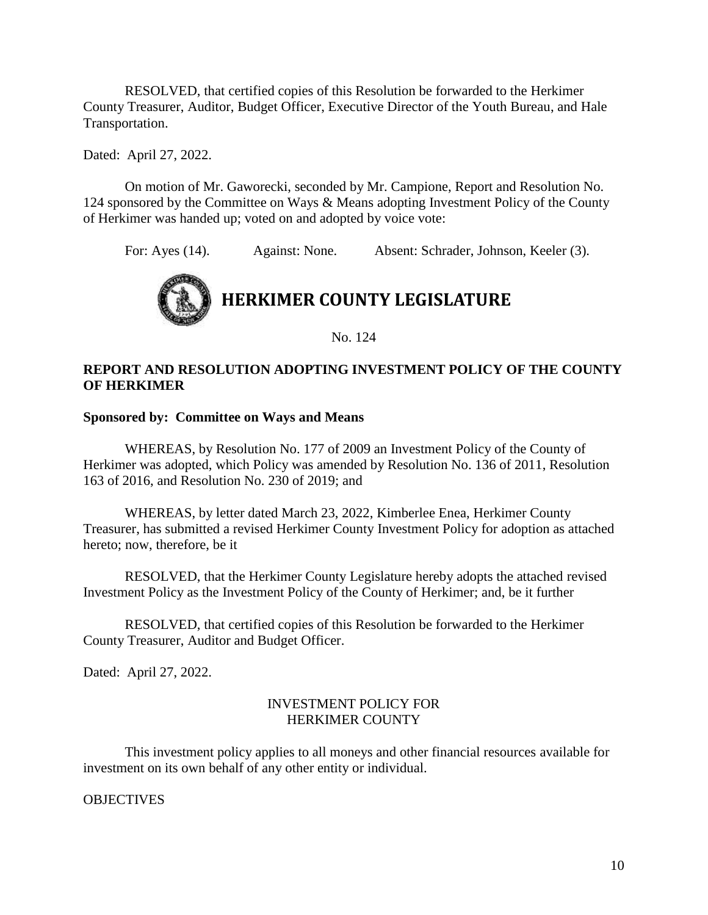RESOLVED, that certified copies of this Resolution be forwarded to the Herkimer County Treasurer, Auditor, Budget Officer, Executive Director of the Youth Bureau, and Hale Transportation.

Dated: April 27, 2022.

On motion of Mr. Gaworecki, seconded by Mr. Campione, Report and Resolution No. 124 sponsored by the Committee on Ways & Means adopting Investment Policy of the County of Herkimer was handed up; voted on and adopted by voice vote:

For: Ayes (14). Against: None. Absent: Schrader, Johnson, Keeler (3).

# HERKIMER COUNTY LEGISLATURE

No. 124

**REPORT AND RESOLUTION ADOPTING INVESTMENT POLICY OF THE COUNTY OF HERKIMER**

**Sponsored by: Committee on Ways and Means**

WHEREAS, by Resolution No. 177 of 2009 an Investment Policy of the County of Herkimer was adopted, which Policy was amended by Resolution No. 136 of 2011, Resolution 163 of 2016, and Resolution No. 230 of 2019; and

WHEREAS, by letter dated March 23, 2022, Kimberlee Enea, Herkimer County Treasurer, has submitted a revised Herkimer County Investment Policy for adoption as attached hereto; now, therefore, be it

RESOLVED, that the Herkimer County Legislature hereby adopts the attached revised Investment Policy as the Investment Policy of the County of Herkimer; and, be it further

RESOLVED, that certified copies of this Resolution be forwarded to the Herkimer County Treasurer, Auditor and Budget Officer.

Dated: April 27, 2022.

INVESTMENT POLICY FOR
HERKIMER COUNTY

This investment policy applies to all moneys and other financial resources available for investment on its own behalf of any other entity or individual.

OBJECTIVES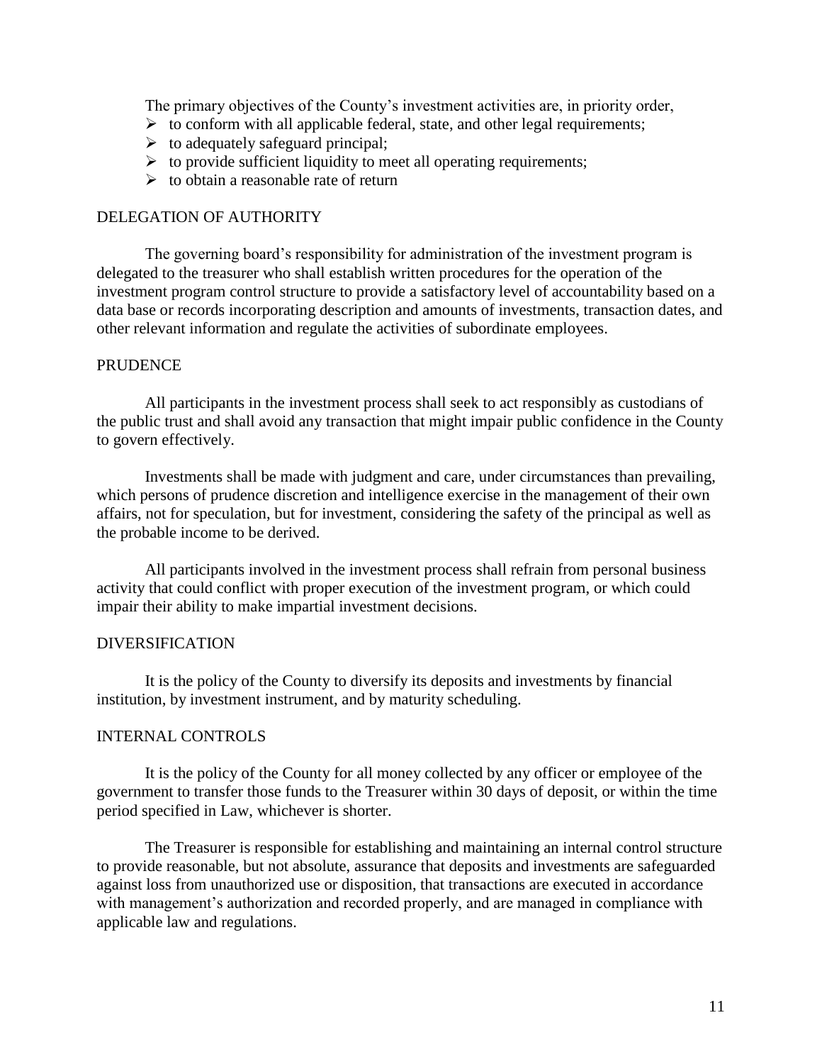The primary objectives of the County's investment activities are, in priority order,

- to conform with all applicable federal, state, and other legal requirements;
- to adequately safeguard principal;
- to provide sufficient liquidity to meet all operating requirements;
- to obtain a reasonable rate of return

## DELEGATION OF AUTHORITY

The governing board's responsibility for administration of the investment program is delegated to the treasurer who shall establish written procedures for the operation of the investment program control structure to provide a satisfactory level of accountability based on a data base or records incorporating description and amounts of investments, transaction dates, and other relevant information and regulate the activities of subordinate employees.

## PRUDENCE

All participants in the investment process shall seek to act responsibly as custodians of the public trust and shall avoid any transaction that might impair public confidence in the County to govern effectively.

Investments shall be made with judgment and care, under circumstances than prevailing, which persons of prudence discretion and intelligence exercise in the management of their own affairs, not for speculation, but for investment, considering the safety of the principal as well as the probable income to be derived.

All participants involved in the investment process shall refrain from personal business activity that could conflict with proper execution of the investment program, or which could impair their ability to make impartial investment decisions.

## DIVERSIFICATION

It is the policy of the County to diversify its deposits and investments by financial institution, by investment instrument, and by maturity scheduling.

## INTERNAL CONTROLS

It is the policy of the County for all money collected by any officer or employee of the government to transfer those funds to the Treasurer within 30 days of deposit, or within the time period specified in Law, whichever is shorter.

The Treasurer is responsible for establishing and maintaining an internal control structure to provide reasonable, but not absolute, assurance that deposits and investments are safeguarded against loss from unauthorized use or disposition, that transactions are executed in accordance with management's authorization and recorded properly, and are managed in compliance with applicable law and regulations.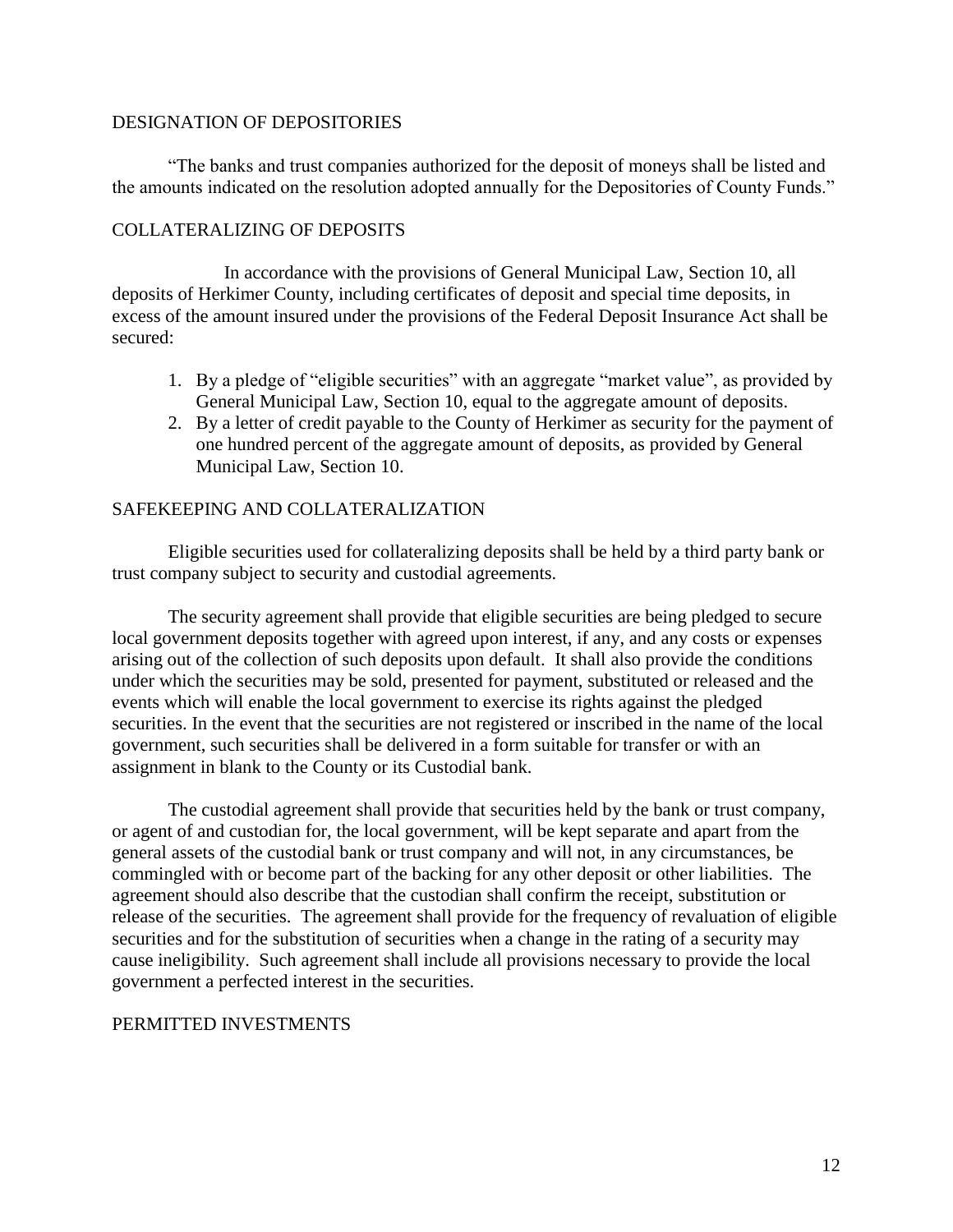## DESIGNATION OF DEPOSITORIES

"The banks and trust companies authorized for the deposit of moneys shall be listed and the amounts indicated on the resolution adopted annually for the Depositories of County Funds."

## COLLATERALIZING OF DEPOSITS

In accordance with the provisions of General Municipal Law, Section 10, all deposits of Herkimer County, including certificates of deposit and special time deposits, in excess of the amount insured under the provisions of the Federal Deposit Insurance Act shall be secured:

1. By a pledge of "eligible securities" with an aggregate "market value", as provided by General Municipal Law, Section 10, equal to the aggregate amount of deposits.
2. By a letter of credit payable to the County of Herkimer as security for the payment of one hundred percent of the aggregate amount of deposits, as provided by General Municipal Law, Section 10.

## SAFEKEEPING AND COLLATERALIZATION

Eligible securities used for collateralizing deposits shall be held by a third party bank or trust company subject to security and custodial agreements.

The security agreement shall provide that eligible securities are being pledged to secure local government deposits together with agreed upon interest, if any, and any costs or expenses arising out of the collection of such deposits upon default. It shall also provide the conditions under which the securities may be sold, presented for payment, substituted or released and the events which will enable the local government to exercise its rights against the pledged securities. In the event that the securities are not registered or inscribed in the name of the local government, such securities shall be delivered in a form suitable for transfer or with an assignment in blank to the County or its Custodial bank.

The custodial agreement shall provide that securities held by the bank or trust company, or agent of and custodian for, the local government, will be kept separate and apart from the general assets of the custodial bank or trust company and will not, in any circumstances, be commingled with or become part of the backing for any other deposit or other liabilities. The agreement should also describe that the custodian shall confirm the receipt, substitution or release of the securities. The agreement shall provide for the frequency of revaluation of eligible securities and for the substitution of securities when a change in the rating of a security may cause ineligibility. Such agreement shall include all provisions necessary to provide the local government a perfected interest in the securities.

## PERMITTED INVESTMENTS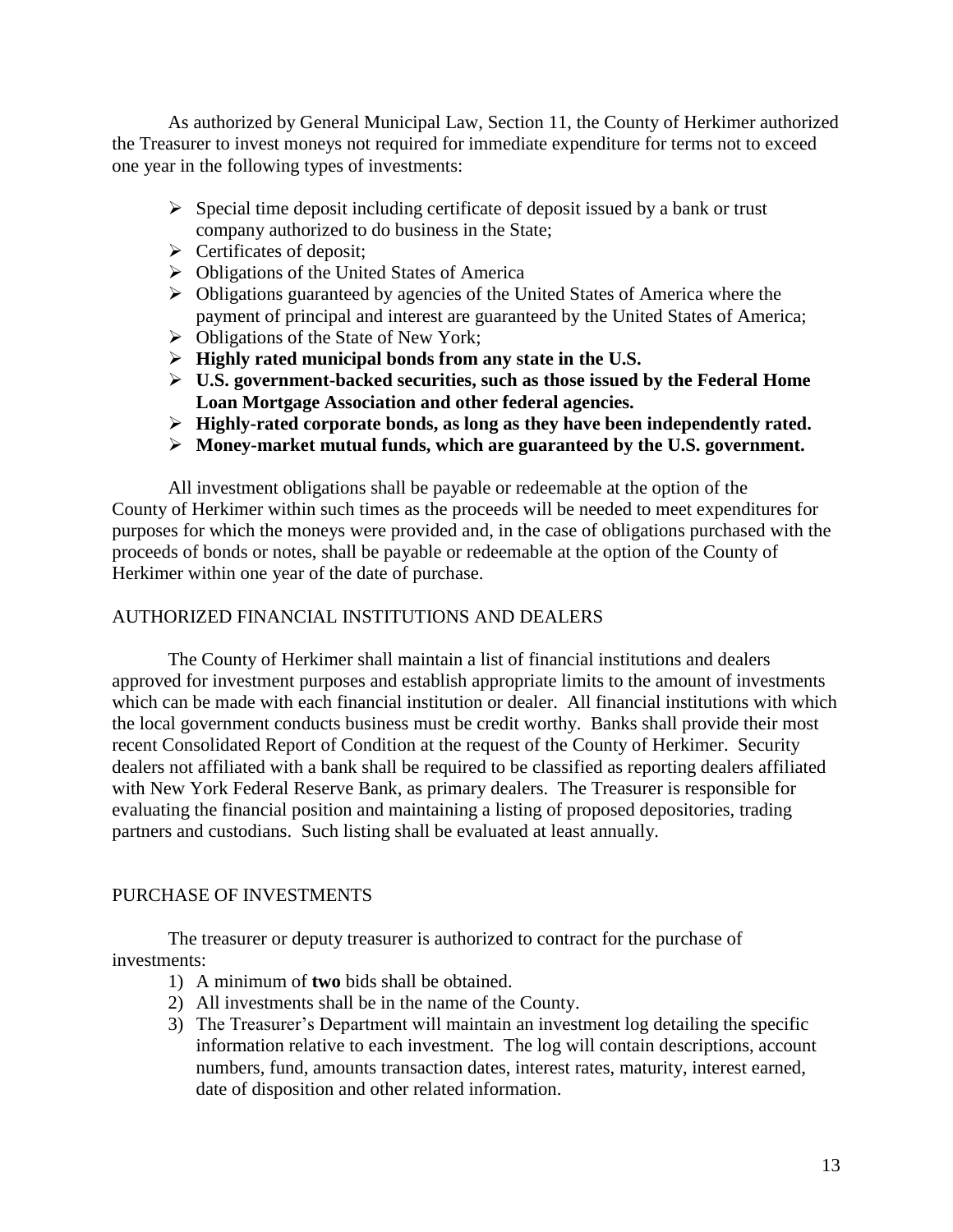As authorized by General Municipal Law, Section 11, the County of Herkimer authorized the Treasurer to invest moneys not required for immediate expenditure for terms not to exceed one year in the following types of investments:

- Special time deposit including certificate of deposit issued by a bank or trust company authorized to do business in the State;
- Certificates of deposit;
- Obligations of the United States of America
- Obligations guaranteed by agencies of the United States of America where the payment of principal and interest are guaranteed by the United States of America;
- Obligations of the State of New York;
- **Highly rated municipal bonds from any state in the U.S.**
- **U.S. government-backed securities, such as those issued by the Federal Home Loan Mortgage Association and other federal agencies.**
- **Highly-rated corporate bonds, as long as they have been independently rated.**
- **Money-market mutual funds, which are guaranteed by the U.S. government.**

All investment obligations shall be payable or redeemable at the option of the County of Herkimer within such times as the proceeds will be needed to meet expenditures for purposes for which the moneys were provided and, in the case of obligations purchased with the proceeds of bonds or notes, shall be payable or redeemable at the option of the County of Herkimer within one year of the date of purchase.

## AUTHORIZED FINANCIAL INSTITUTIONS AND DEALERS

The County of Herkimer shall maintain a list of financial institutions and dealers approved for investment purposes and establish appropriate limits to the amount of investments which can be made with each financial institution or dealer. All financial institutions with which the local government conducts business must be credit worthy. Banks shall provide their most recent Consolidated Report of Condition at the request of the County of Herkimer. Security dealers not affiliated with a bank shall be required to be classified as reporting dealers affiliated with New York Federal Reserve Bank, as primary dealers. The Treasurer is responsible for evaluating the financial position and maintaining a listing of proposed depositories, trading partners and custodians. Such listing shall be evaluated at least annually.

## PURCHASE OF INVESTMENTS

The treasurer or deputy treasurer is authorized to contract for the purchase of investments:

1) A minimum of **two** bids shall be obtained.
2) All investments shall be in the name of the County.
3) The Treasurer's Department will maintain an investment log detailing the specific information relative to each investment. The log will contain descriptions, account numbers, fund, amounts transaction dates, interest rates, maturity, interest earned, date of disposition and other related information.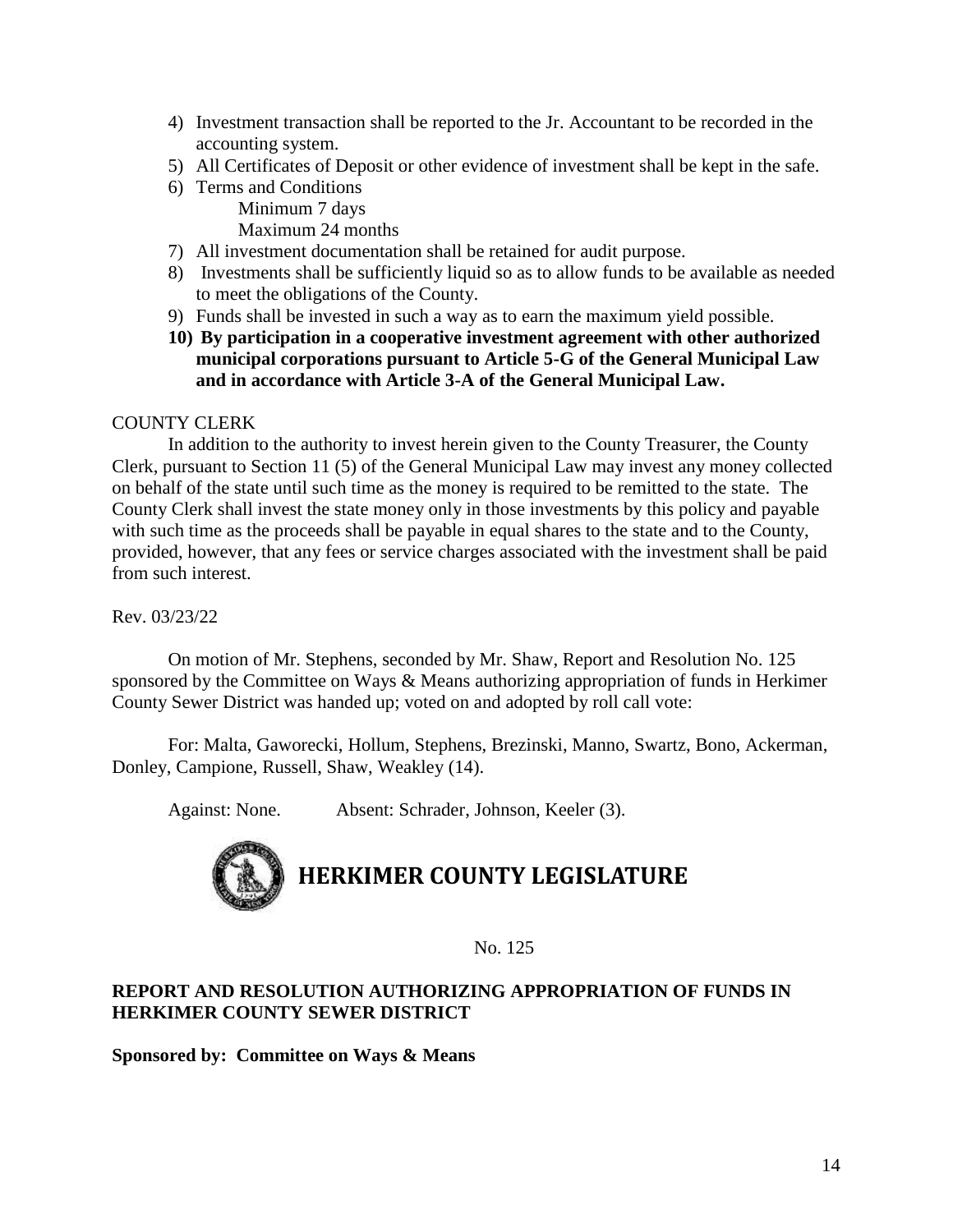4) Investment transaction shall be reported to the Jr. Accountant to be recorded in the accounting system.
5) All Certificates of Deposit or other evidence of investment shall be kept in the safe.
6) Terms and Conditions
   Minimum 7 days
   Maximum 24 months
7) All investment documentation shall be retained for audit purpose.
8) Investments shall be sufficiently liquid so as to allow funds to be available as needed to meet the obligations of the County.
9) Funds shall be invested in such a way as to earn the maximum yield possible.
10) **By participation in a cooperative investment agreement with other authorized municipal corporations pursuant to Article 5-G of the General Municipal Law and in accordance with Article 3-A of the General Municipal Law.**

COUNTY CLERK

In addition to the authority to invest herein given to the County Treasurer, the County Clerk, pursuant to Section 11 (5) of the General Municipal Law may invest any money collected on behalf of the state until such time as the money is required to be remitted to the state. The County Clerk shall invest the state money only in those investments by this policy and payable with such time as the proceeds shall be payable in equal shares to the state and to the County, provided, however, that any fees or service charges associated with the investment shall be paid from such interest.

Rev. 03/23/22

On motion of Mr. Stephens, seconded by Mr. Shaw, Report and Resolution No. 125 sponsored by the Committee on Ways & Means authorizing appropriation of funds in Herkimer County Sewer District was handed up; voted on and adopted by roll call vote:

For: Malta, Gaworecki, Hollum, Stephens, Brezinski, Manno, Swartz, Bono, Ackerman, Donley, Campione, Russell, Shaw, Weakley (14).

Against: None. Absent: Schrader, Johnson, Keeler (3).

# HERKIMER COUNTY LEGISLATURE

No. 125

**REPORT AND RESOLUTION AUTHORIZING APPROPRIATION OF FUNDS IN HERKIMER COUNTY SEWER DISTRICT**

**Sponsored by: Committee on Ways & Means**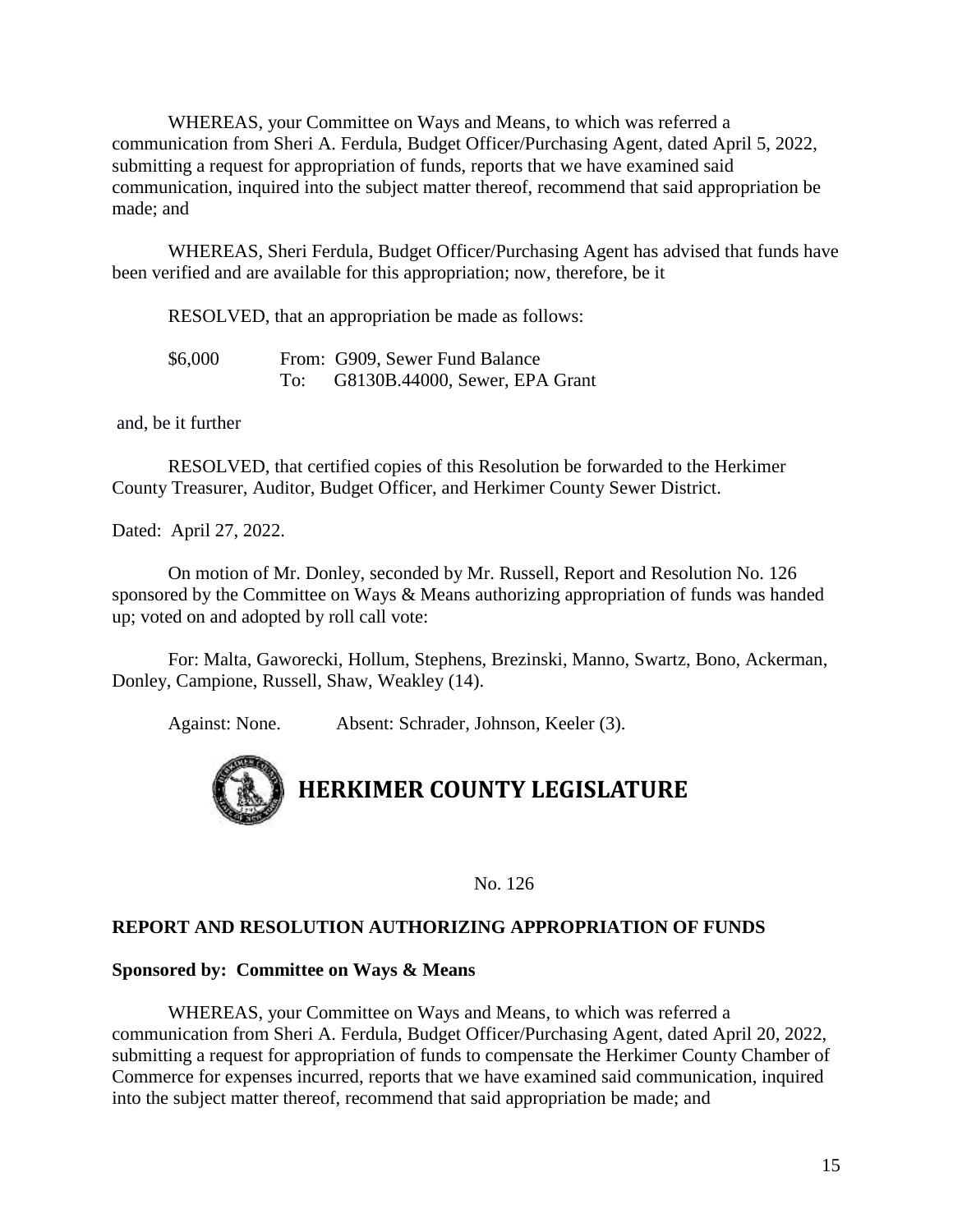WHEREAS, your Committee on Ways and Means, to which was referred a communication from Sheri A. Ferdula, Budget Officer/Purchasing Agent, dated April 5, 2022, submitting a request for appropriation of funds, reports that we have examined said communication, inquired into the subject matter thereof, recommend that said appropriation be made; and

WHEREAS, Sheri Ferdula, Budget Officer/Purchasing Agent has advised that funds have been verified and are available for this appropriation; now, therefore, be it

RESOLVED, that an appropriation be made as follows:

| | | |
|---|---|---|
| $6,000 | From: | G909, Sewer Fund Balance |
| | To: | G8130B.44000, Sewer, EPA Grant |

and, be it further

RESOLVED, that certified copies of this Resolution be forwarded to the Herkimer County Treasurer, Auditor, Budget Officer, and Herkimer County Sewer District.

Dated: April 27, 2022.

On motion of Mr. Donley, seconded by Mr. Russell, Report and Resolution No. 126 sponsored by the Committee on Ways & Means authorizing appropriation of funds was handed up; voted on and adopted by roll call vote:

For: Malta, Gaworecki, Hollum, Stephens, Brezinski, Manno, Swartz, Bono, Ackerman, Donley, Campione, Russell, Shaw, Weakley (14).

Against: None. Absent: Schrader, Johnson, Keeler (3).

# HERKIMER COUNTY LEGISLATURE

No. 126

## REPORT AND RESOLUTION AUTHORIZING APPROPRIATION OF FUNDS

**Sponsored by: Committee on Ways & Means**

WHEREAS, your Committee on Ways and Means, to which was referred a communication from Sheri A. Ferdula, Budget Officer/Purchasing Agent, dated April 20, 2022, submitting a request for appropriation of funds to compensate the Herkimer County Chamber of Commerce for expenses incurred, reports that we have examined said communication, inquired into the subject matter thereof, recommend that said appropriation be made; and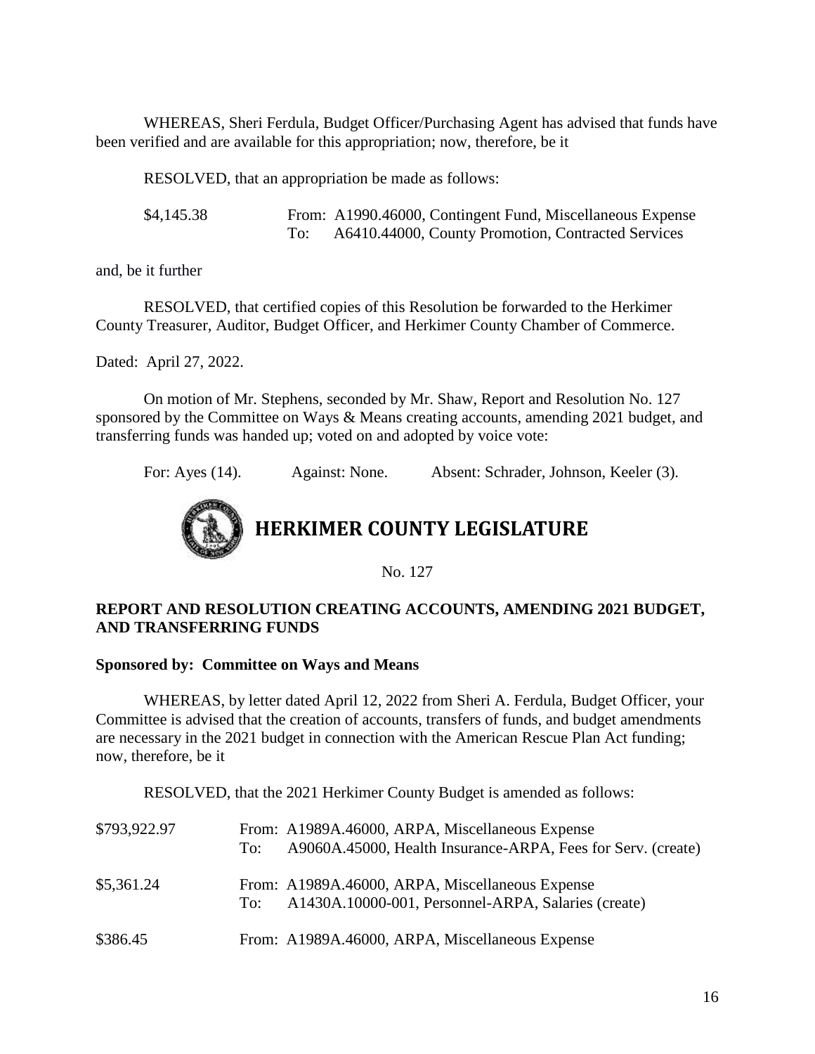WHEREAS, Sheri Ferdula, Budget Officer/Purchasing Agent has advised that funds have been verified and are available for this appropriation; now, therefore, be it

RESOLVED, that an appropriation be made as follows:

| | |
|---|---|
| $4,145.38 | From: A1990.46000, Contingent Fund, Miscellaneous Expense |
| | To: A6410.44000, County Promotion, Contracted Services |

and, be it further

RESOLVED, that certified copies of this Resolution be forwarded to the Herkimer County Treasurer, Auditor, Budget Officer, and Herkimer County Chamber of Commerce.

Dated: April 27, 2022.

On motion of Mr. Stephens, seconded by Mr. Shaw, Report and Resolution No. 127 sponsored by the Committee on Ways & Means creating accounts, amending 2021 budget, and transferring funds was handed up; voted on and adopted by voice vote:

For: Ayes (14). Against: None. Absent: Schrader, Johnson, Keeler (3).

# HERKIMER COUNTY LEGISLATURE

No. 127

**REPORT AND RESOLUTION CREATING ACCOUNTS, AMENDING 2021 BUDGET, AND TRANSFERRING FUNDS**

**Sponsored by: Committee on Ways and Means**

WHEREAS, by letter dated April 12, 2022 from Sheri A. Ferdula, Budget Officer, your Committee is advised that the creation of accounts, transfers of funds, and budget amendments are necessary in the 2021 budget in connection with the American Rescue Plan Act funding; now, therefore, be it

RESOLVED, that the 2021 Herkimer County Budget is amended as follows:

| | |
|---|---|
| $793,922.97 | From: A1989A.46000, ARPA, Miscellaneous Expense |
| | To: A9060A.45000, Health Insurance-ARPA, Fees for Serv. (create) |
| $5,361.24 | From: A1989A.46000, ARPA, Miscellaneous Expense |
| | To: A1430A.10000-001, Personnel-ARPA, Salaries (create) |
| $386.45 | From: A1989A.46000, ARPA, Miscellaneous Expense |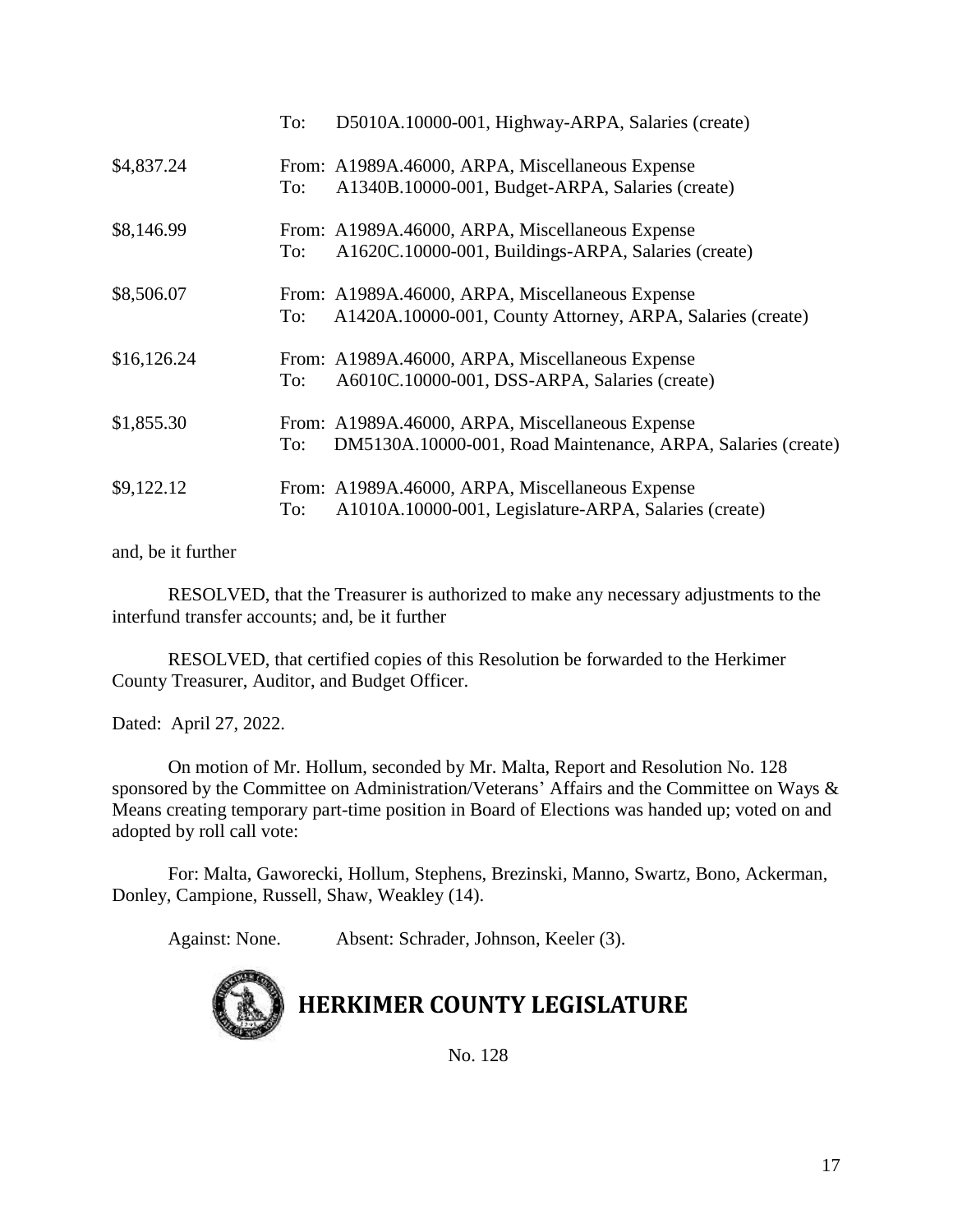| | |
|---|---|
| | To: D5010A.10000-001, Highway-ARPA, Salaries (create) |
| $4,837.24 | From: A1989A.46000, ARPA, Miscellaneous Expense<br>To: A1340B.10000-001, Budget-ARPA, Salaries (create) |
| $8,146.99 | From: A1989A.46000, ARPA, Miscellaneous Expense<br>To: A1620C.10000-001, Buildings-ARPA, Salaries (create) |
| $8,506.07 | From: A1989A.46000, ARPA, Miscellaneous Expense<br>To: A1420A.10000-001, County Attorney, ARPA, Salaries (create) |
| $16,126.24 | From: A1989A.46000, ARPA, Miscellaneous Expense<br>To: A6010C.10000-001, DSS-ARPA, Salaries (create) |
| $1,855.30 | From: A1989A.46000, ARPA, Miscellaneous Expense<br>To: DM5130A.10000-001, Road Maintenance, ARPA, Salaries (create) |
| $9,122.12 | From: A1989A.46000, ARPA, Miscellaneous Expense<br>To: A1010A.10000-001, Legislature-ARPA, Salaries (create) |

and, be it further

RESOLVED, that the Treasurer is authorized to make any necessary adjustments to the interfund transfer accounts; and, be it further

RESOLVED, that certified copies of this Resolution be forwarded to the Herkimer County Treasurer, Auditor, and Budget Officer.

Dated: April 27, 2022.

On motion of Mr. Hollum, seconded by Mr. Malta, Report and Resolution No. 128 sponsored by the Committee on Administration/Veterans' Affairs and the Committee on Ways & Means creating temporary part-time position in Board of Elections was handed up; voted on and adopted by roll call vote:

For: Malta, Gaworecki, Hollum, Stephens, Brezinski, Manno, Swartz, Bono, Ackerman, Donley, Campione, Russell, Shaw, Weakley (14).

Against: None. Absent: Schrader, Johnson, Keeler (3).

# HERKIMER COUNTY LEGISLATURE

No. 128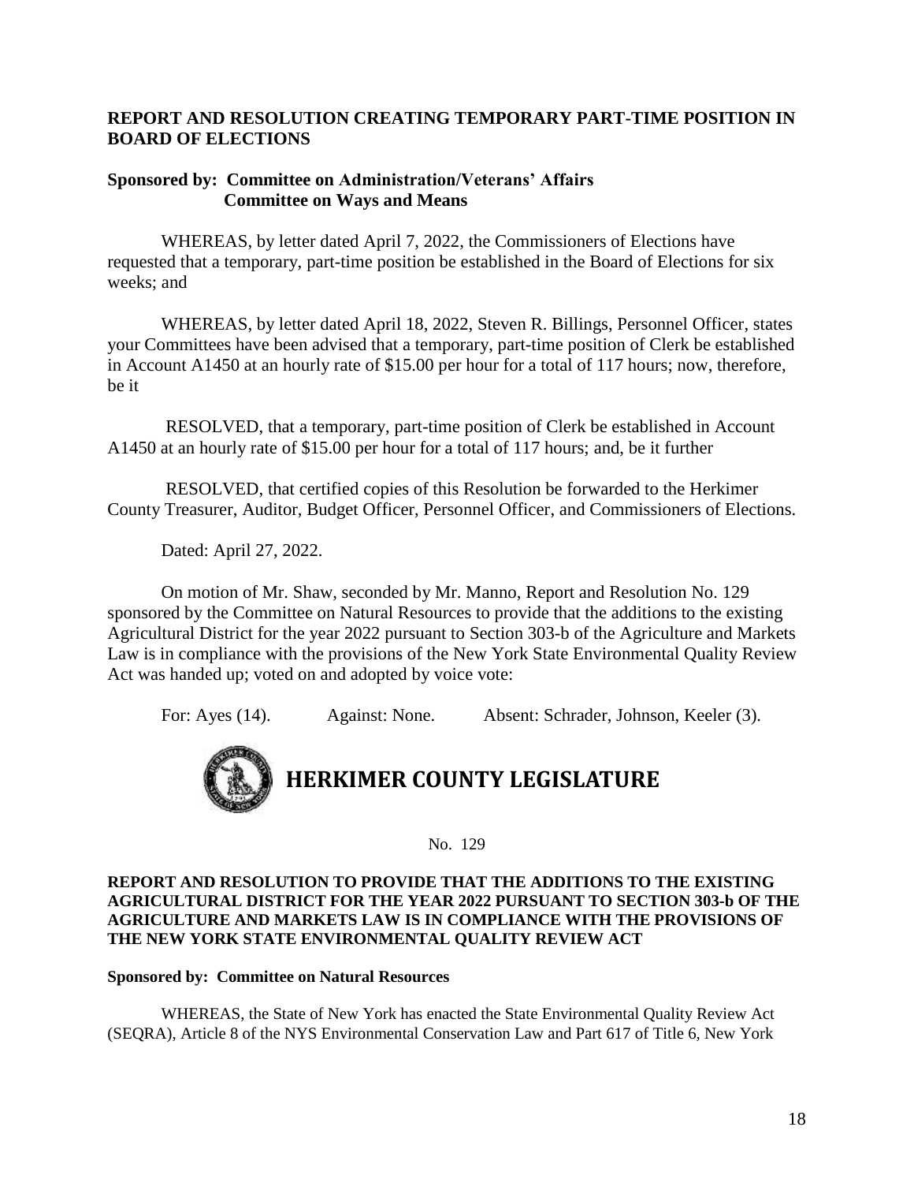**REPORT AND RESOLUTION CREATING TEMPORARY PART-TIME POSITION IN BOARD OF ELECTIONS**

**Sponsored by: Committee on Administration/Veterans' Affairs**
**Committee on Ways and Means**

WHEREAS, by letter dated April 7, 2022, the Commissioners of Elections have requested that a temporary, part-time position be established in the Board of Elections for six weeks; and

WHEREAS, by letter dated April 18, 2022, Steven R. Billings, Personnel Officer, states your Committees have been advised that a temporary, part-time position of Clerk be established in Account A1450 at an hourly rate of $15.00 per hour for a total of 117 hours; now, therefore, be it

RESOLVED, that a temporary, part-time position of Clerk be established in Account A1450 at an hourly rate of $15.00 per hour for a total of 117 hours; and, be it further

RESOLVED, that certified copies of this Resolution be forwarded to the Herkimer County Treasurer, Auditor, Budget Officer, Personnel Officer, and Commissioners of Elections.

Dated: April 27, 2022.

On motion of Mr. Shaw, seconded by Mr. Manno, Report and Resolution No. 129 sponsored by the Committee on Natural Resources to provide that the additions to the existing Agricultural District for the year 2022 pursuant to Section 303-b of the Agriculture and Markets Law is in compliance with the provisions of the New York State Environmental Quality Review Act was handed up; voted on and adopted by voice vote:

For: Ayes (14). Against: None. Absent: Schrader, Johnson, Keeler (3).

# HERKIMER COUNTY LEGISLATURE

No. 129

**REPORT AND RESOLUTION TO PROVIDE THAT THE ADDITIONS TO THE EXISTING AGRICULTURAL DISTRICT FOR THE YEAR 2022 PURSUANT TO SECTION 303-b OF THE AGRICULTURE AND MARKETS LAW IS IN COMPLIANCE WITH THE PROVISIONS OF THE NEW YORK STATE ENVIRONMENTAL QUALITY REVIEW ACT**

**Sponsored by: Committee on Natural Resources**

WHEREAS, the State of New York has enacted the State Environmental Quality Review Act (SEQRA), Article 8 of the NYS Environmental Conservation Law and Part 617 of Title 6, New York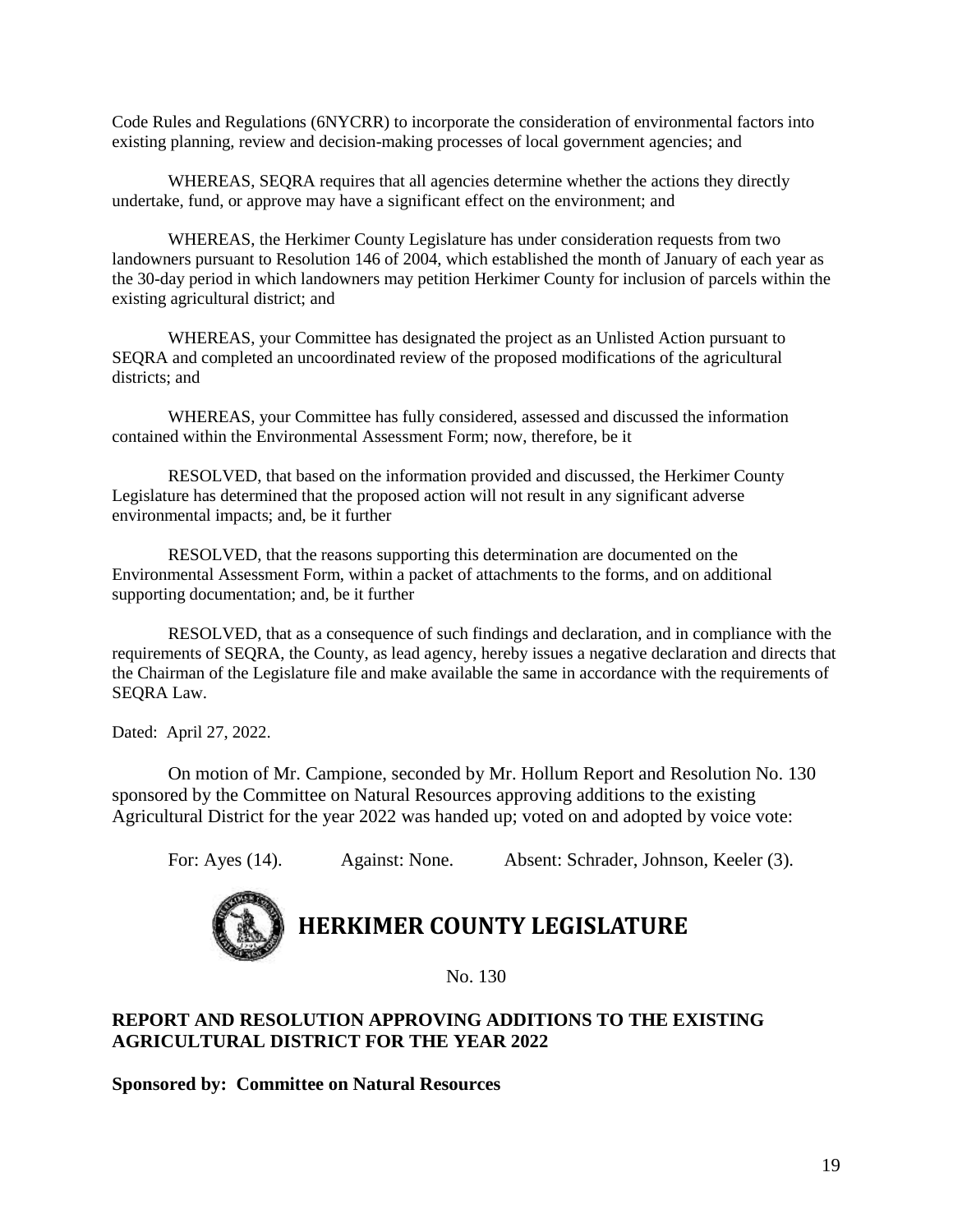Code Rules and Regulations (6NYCRR) to incorporate the consideration of environmental factors into existing planning, review and decision-making processes of local government agencies; and

WHEREAS, SEQRA requires that all agencies determine whether the actions they directly undertake, fund, or approve may have a significant effect on the environment; and

WHEREAS, the Herkimer County Legislature has under consideration requests from two landowners pursuant to Resolution 146 of 2004, which established the month of January of each year as the 30-day period in which landowners may petition Herkimer County for inclusion of parcels within the existing agricultural district; and

WHEREAS, your Committee has designated the project as an Unlisted Action pursuant to SEQRA and completed an uncoordinated review of the proposed modifications of the agricultural districts; and

WHEREAS, your Committee has fully considered, assessed and discussed the information contained within the Environmental Assessment Form; now, therefore, be it

RESOLVED, that based on the information provided and discussed, the Herkimer County Legislature has determined that the proposed action will not result in any significant adverse environmental impacts; and, be it further

RESOLVED, that the reasons supporting this determination are documented on the Environmental Assessment Form, within a packet of attachments to the forms, and on additional supporting documentation; and, be it further

RESOLVED, that as a consequence of such findings and declaration, and in compliance with the requirements of SEQRA, the County, as lead agency, hereby issues a negative declaration and directs that the Chairman of the Legislature file and make available the same in accordance with the requirements of SEQRA Law.

Dated: April 27, 2022.

On motion of Mr. Campione, seconded by Mr. Hollum Report and Resolution No. 130 sponsored by the Committee on Natural Resources approving additions to the existing Agricultural District for the year 2022 was handed up; voted on and adopted by voice vote:

For: Ayes (14). Against: None. Absent: Schrader, Johnson, Keeler (3).

# HERKIMER COUNTY LEGISLATURE

No. 130

**REPORT AND RESOLUTION APPROVING ADDITIONS TO THE EXISTING AGRICULTURAL DISTRICT FOR THE YEAR 2022**

**Sponsored by: Committee on Natural Resources**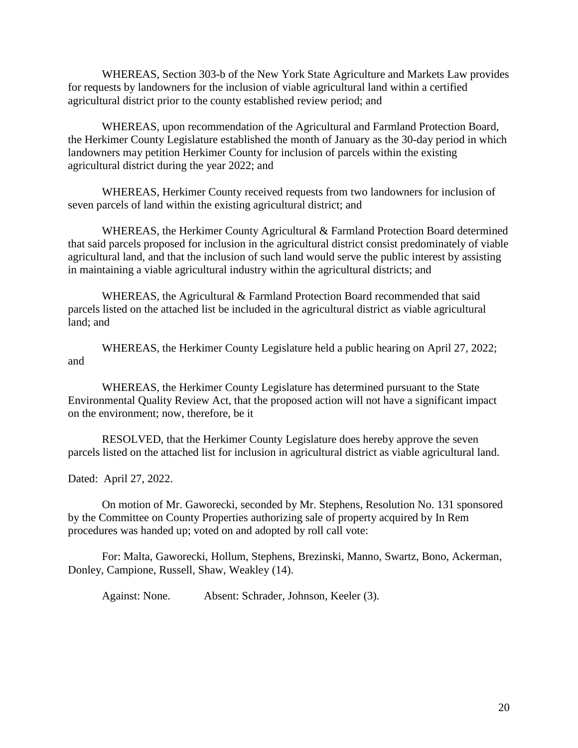WHEREAS, Section 303-b of the New York State Agriculture and Markets Law provides for requests by landowners for the inclusion of viable agricultural land within a certified agricultural district prior to the county established review period; and

WHEREAS, upon recommendation of the Agricultural and Farmland Protection Board, the Herkimer County Legislature established the month of January as the 30-day period in which landowners may petition Herkimer County for inclusion of parcels within the existing agricultural district during the year 2022; and

WHEREAS, Herkimer County received requests from two landowners for inclusion of seven parcels of land within the existing agricultural district; and

WHEREAS, the Herkimer County Agricultural & Farmland Protection Board determined that said parcels proposed for inclusion in the agricultural district consist predominately of viable agricultural land, and that the inclusion of such land would serve the public interest by assisting in maintaining a viable agricultural industry within the agricultural districts; and

WHEREAS, the Agricultural & Farmland Protection Board recommended that said parcels listed on the attached list be included in the agricultural district as viable agricultural land; and

WHEREAS, the Herkimer County Legislature held a public hearing on April 27, 2022; and

WHEREAS, the Herkimer County Legislature has determined pursuant to the State Environmental Quality Review Act, that the proposed action will not have a significant impact on the environment; now, therefore, be it

RESOLVED, that the Herkimer County Legislature does hereby approve the seven parcels listed on the attached list for inclusion in agricultural district as viable agricultural land.

Dated: April 27, 2022.

On motion of Mr. Gaworecki, seconded by Mr. Stephens, Resolution No. 131 sponsored by the Committee on County Properties authorizing sale of property acquired by In Rem procedures was handed up; voted on and adopted by roll call vote:

For: Malta, Gaworecki, Hollum, Stephens, Brezinski, Manno, Swartz, Bono, Ackerman, Donley, Campione, Russell, Shaw, Weakley (14).

Against: None. Absent: Schrader, Johnson, Keeler (3).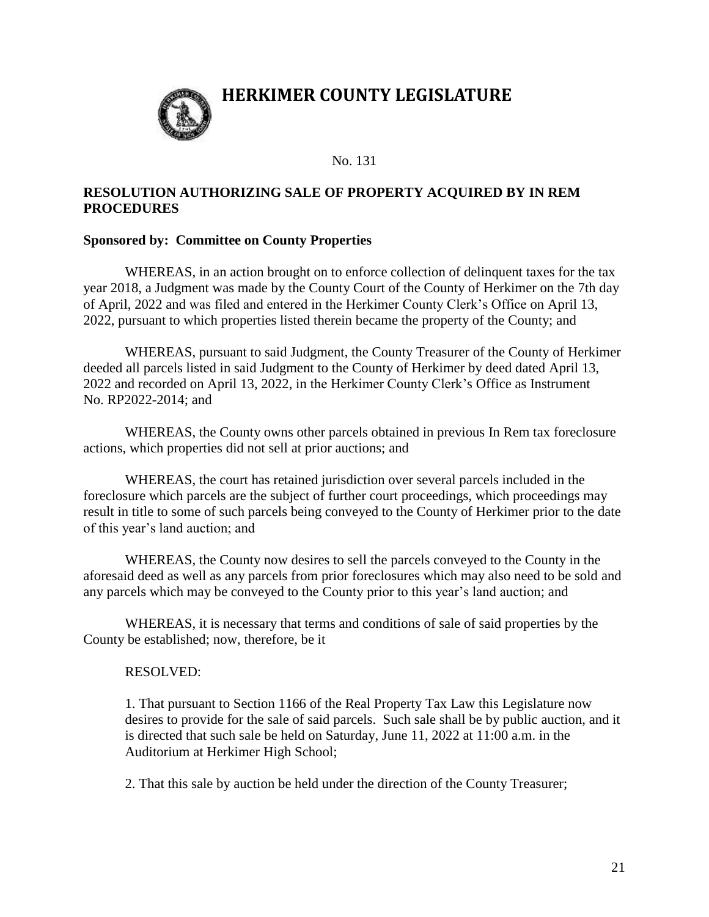# HERKIMER COUNTY LEGISLATURE

No. 131

## RESOLUTION AUTHORIZING SALE OF PROPERTY ACQUIRED BY IN REM PROCEDURES

**Sponsored by: Committee on County Properties**

WHEREAS, in an action brought on to enforce collection of delinquent taxes for the tax year 2018, a Judgment was made by the County Court of the County of Herkimer on the 7th day of April, 2022 and was filed and entered in the Herkimer County Clerk's Office on April 13, 2022, pursuant to which properties listed therein became the property of the County; and

WHEREAS, pursuant to said Judgment, the County Treasurer of the County of Herkimer deeded all parcels listed in said Judgment to the County of Herkimer by deed dated April 13, 2022 and recorded on April 13, 2022, in the Herkimer County Clerk's Office as Instrument No. RP2022-2014; and

WHEREAS, the County owns other parcels obtained in previous In Rem tax foreclosure actions, which properties did not sell at prior auctions; and

WHEREAS, the court has retained jurisdiction over several parcels included in the foreclosure which parcels are the subject of further court proceedings, which proceedings may result in title to some of such parcels being conveyed to the County of Herkimer prior to the date of this year's land auction; and

WHEREAS, the County now desires to sell the parcels conveyed to the County in the aforesaid deed as well as any parcels from prior foreclosures which may also need to be sold and any parcels which may be conveyed to the County prior to this year's land auction; and

WHEREAS, it is necessary that terms and conditions of sale of said properties by the County be established; now, therefore, be it

RESOLVED:

1. That pursuant to Section 1166 of the Real Property Tax Law this Legislature now desires to provide for the sale of said parcels. Such sale shall be by public auction, and it is directed that such sale be held on Saturday, June 11, 2022 at 11:00 a.m. in the Auditorium at Herkimer High School;

2. That this sale by auction be held under the direction of the County Treasurer;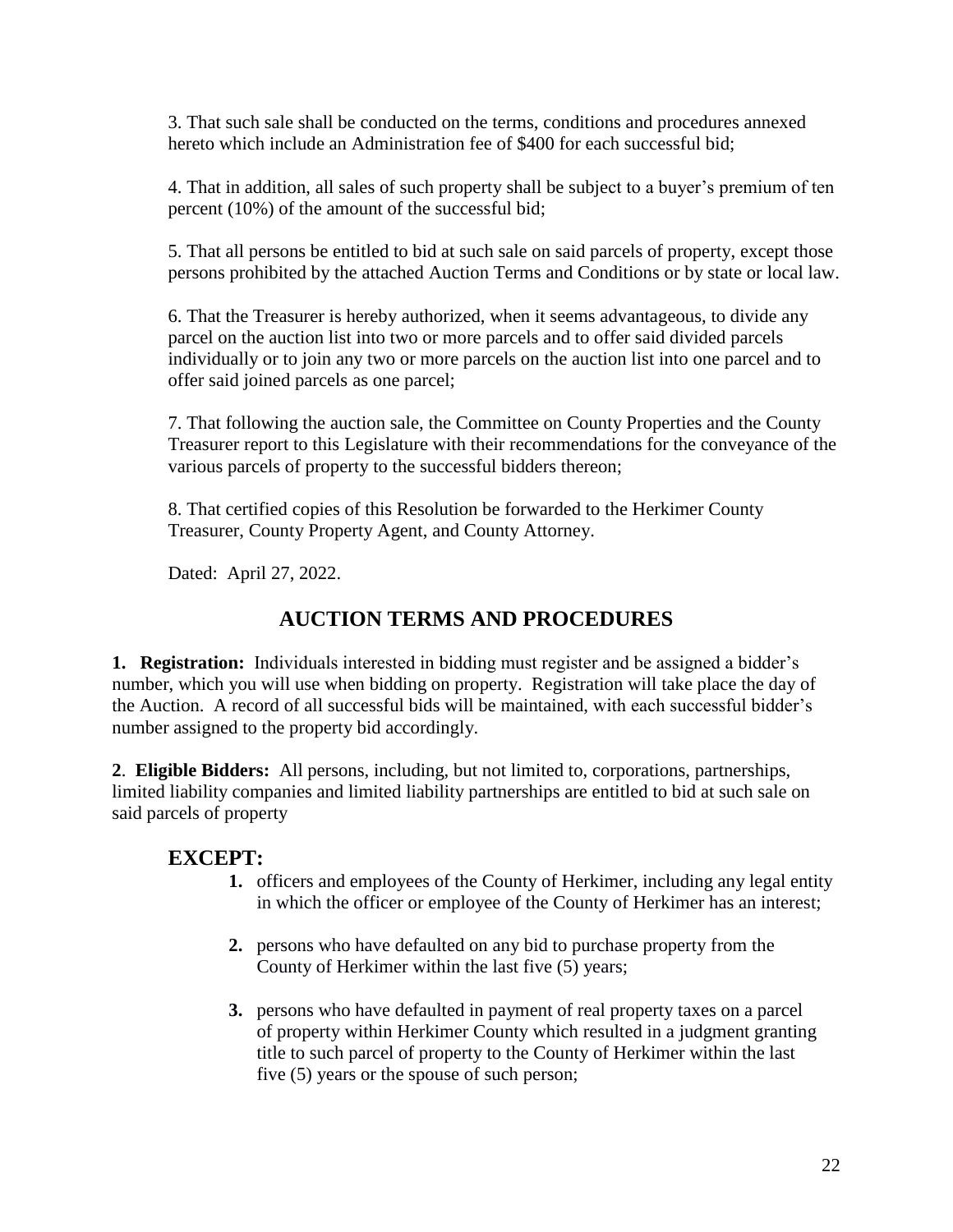3. That such sale shall be conducted on the terms, conditions and procedures annexed hereto which include an Administration fee of $400 for each successful bid;

4. That in addition, all sales of such property shall be subject to a buyer's premium of ten percent (10%) of the amount of the successful bid;

5. That all persons be entitled to bid at such sale on said parcels of property, except those persons prohibited by the attached Auction Terms and Conditions or by state or local law.

6. That the Treasurer is hereby authorized, when it seems advantageous, to divide any parcel on the auction list into two or more parcels and to offer said divided parcels individually or to join any two or more parcels on the auction list into one parcel and to offer said joined parcels as one parcel;

7. That following the auction sale, the Committee on County Properties and the County Treasurer report to this Legislature with their recommendations for the conveyance of the various parcels of property to the successful bidders thereon;

8. That certified copies of this Resolution be forwarded to the Herkimer County Treasurer, County Property Agent, and County Attorney.

Dated: April 27, 2022.

## AUCTION TERMS AND PROCEDURES

**1. Registration:** Individuals interested in bidding must register and be assigned a bidder's number, which you will use when bidding on property. Registration will take place the day of the Auction. A record of all successful bids will be maintained, with each successful bidder's number assigned to the property bid accordingly.

**2. Eligible Bidders:** All persons, including, but not limited to, corporations, partnerships, limited liability companies and limited liability partnerships are entitled to bid at such sale on said parcels of property

### EXCEPT:

1. officers and employees of the County of Herkimer, including any legal entity in which the officer or employee of the County of Herkimer has an interest;

2. persons who have defaulted on any bid to purchase property from the County of Herkimer within the last five (5) years;

3. persons who have defaulted in payment of real property taxes on a parcel of property within Herkimer County which resulted in a judgment granting title to such parcel of property to the County of Herkimer within the last five (5) years or the spouse of such person;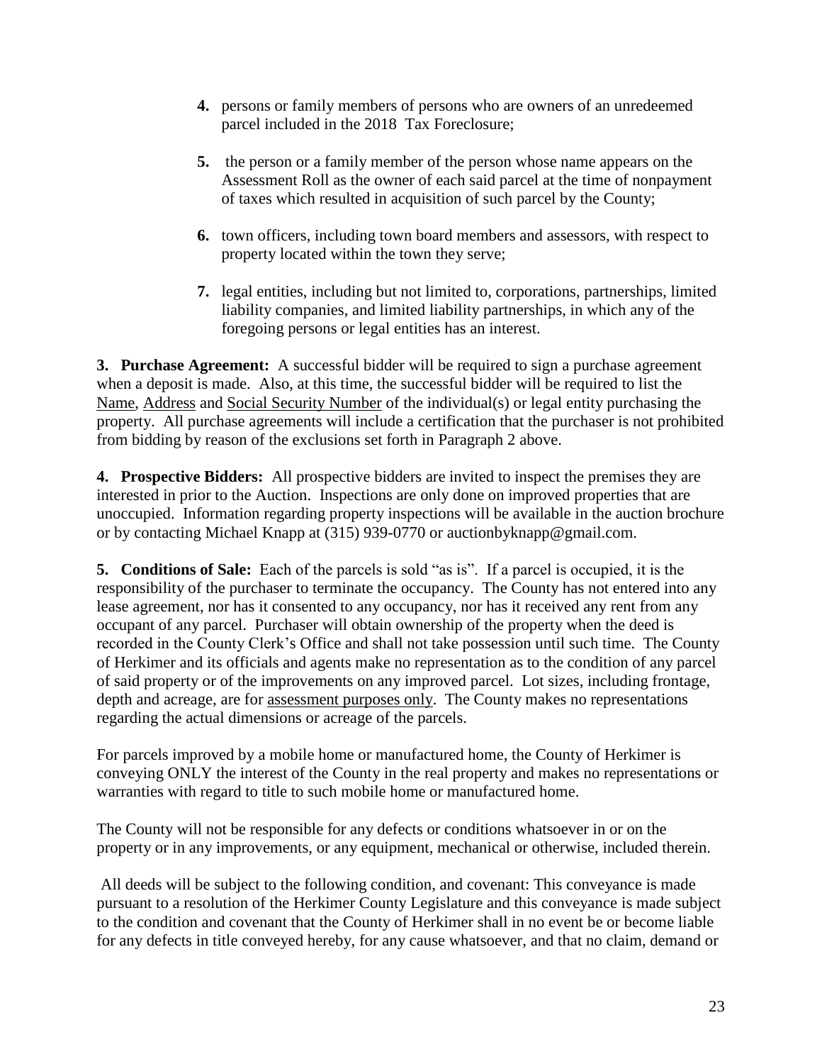4. persons or family members of persons who are owners of an unredeemed parcel included in the 2018 Tax Foreclosure;

5. the person or a family member of the person whose name appears on the Assessment Roll as the owner of each said parcel at the time of nonpayment of taxes which resulted in acquisition of such parcel by the County;

6. town officers, including town board members and assessors, with respect to property located within the town they serve;

7. legal entities, including but not limited to, corporations, partnerships, limited liability companies, and limited liability partnerships, in which any of the foregoing persons or legal entities has an interest.

**3. Purchase Agreement:** A successful bidder will be required to sign a purchase agreement when a deposit is made. Also, at this time, the successful bidder will be required to list the Name, Address and Social Security Number of the individual(s) or legal entity purchasing the property. All purchase agreements will include a certification that the purchaser is not prohibited from bidding by reason of the exclusions set forth in Paragraph 2 above.

**4. Prospective Bidders:** All prospective bidders are invited to inspect the premises they are interested in prior to the Auction. Inspections are only done on improved properties that are unoccupied. Information regarding property inspections will be available in the auction brochure or by contacting Michael Knapp at (315) 939-0770 or auctionbyknapp@gmail.com.

**5. Conditions of Sale:** Each of the parcels is sold "as is". If a parcel is occupied, it is the responsibility of the purchaser to terminate the occupancy. The County has not entered into any lease agreement, nor has it consented to any occupancy, nor has it received any rent from any occupant of any parcel. Purchaser will obtain ownership of the property when the deed is recorded in the County Clerk's Office and shall not take possession until such time. The County of Herkimer and its officials and agents make no representation as to the condition of any parcel of said property or of the improvements on any improved parcel. Lot sizes, including frontage, depth and acreage, are for assessment purposes only. The County makes no representations regarding the actual dimensions or acreage of the parcels.

For parcels improved by a mobile home or manufactured home, the County of Herkimer is conveying ONLY the interest of the County in the real property and makes no representations or warranties with regard to title to such mobile home or manufactured home.

The County will not be responsible for any defects or conditions whatsoever in or on the property or in any improvements, or any equipment, mechanical or otherwise, included therein.

All deeds will be subject to the following condition, and covenant: This conveyance is made pursuant to a resolution of the Herkimer County Legislature and this conveyance is made subject to the condition and covenant that the County of Herkimer shall in no event be or become liable for any defects in title conveyed hereby, for any cause whatsoever, and that no claim, demand or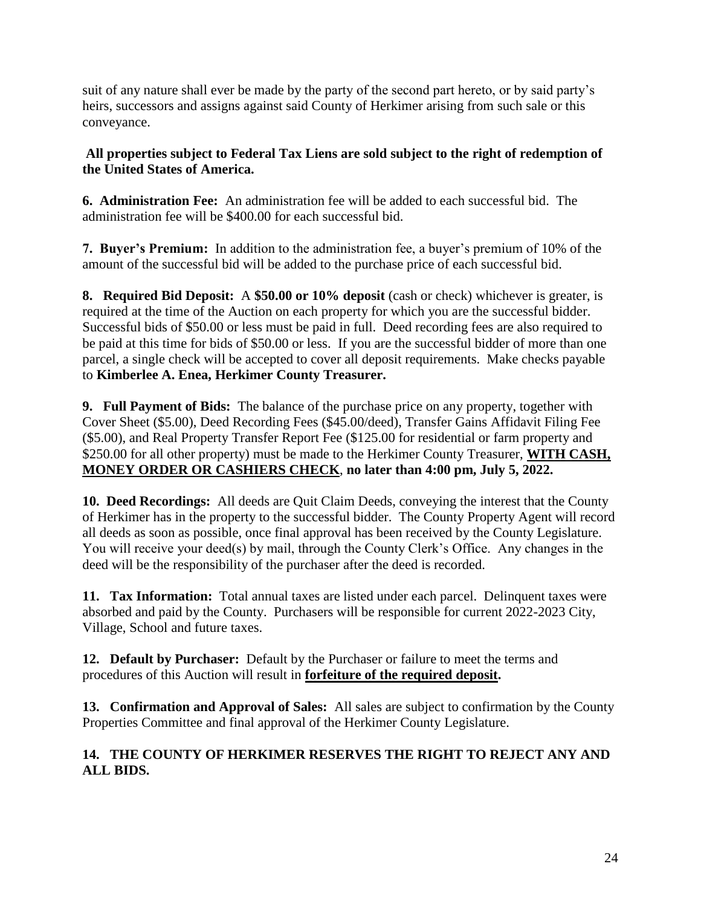suit of any nature shall ever be made by the party of the second part hereto, or by said party's heirs, successors and assigns against said County of Herkimer arising from such sale or this conveyance.

**All properties subject to Federal Tax Liens are sold subject to the right of redemption of the United States of America.**

**6. Administration Fee:** An administration fee will be added to each successful bid. The administration fee will be $400.00 for each successful bid.

**7. Buyer's Premium:** In addition to the administration fee, a buyer's premium of 10% of the amount of the successful bid will be added to the purchase price of each successful bid.

**8. Required Bid Deposit:** A **$50.00 or 10% deposit** (cash or check) whichever is greater, is required at the time of the Auction on each property for which you are the successful bidder. Successful bids of $50.00 or less must be paid in full. Deed recording fees are also required to be paid at this time for bids of $50.00 or less. If you are the successful bidder of more than one parcel, a single check will be accepted to cover all deposit requirements. Make checks payable to **Kimberlee A. Enea, Herkimer County Treasurer.**

**9. Full Payment of Bids:** The balance of the purchase price on any property, together with Cover Sheet ($5.00), Deed Recording Fees ($45.00/deed), Transfer Gains Affidavit Filing Fee ($5.00), and Real Property Transfer Report Fee ($125.00 for residential or farm property and $250.00 for all other property) must be made to the Herkimer County Treasurer, **WITH CASH, MONEY ORDER OR CASHIERS CHECK**, **no later than 4:00 pm, July 5, 2022.**

**10. Deed Recordings:** All deeds are Quit Claim Deeds, conveying the interest that the County of Herkimer has in the property to the successful bidder. The County Property Agent will record all deeds as soon as possible, once final approval has been received by the County Legislature. You will receive your deed(s) by mail, through the County Clerk's Office. Any changes in the deed will be the responsibility of the purchaser after the deed is recorded.

**11. Tax Information:** Total annual taxes are listed under each parcel. Delinquent taxes were absorbed and paid by the County. Purchasers will be responsible for current 2022-2023 City, Village, School and future taxes.

**12. Default by Purchaser:** Default by the Purchaser or failure to meet the terms and procedures of this Auction will result in **forfeiture of the required deposit.**

**13. Confirmation and Approval of Sales:** All sales are subject to confirmation by the County Properties Committee and final approval of the Herkimer County Legislature.

**14. THE COUNTY OF HERKIMER RESERVES THE RIGHT TO REJECT ANY AND ALL BIDS.**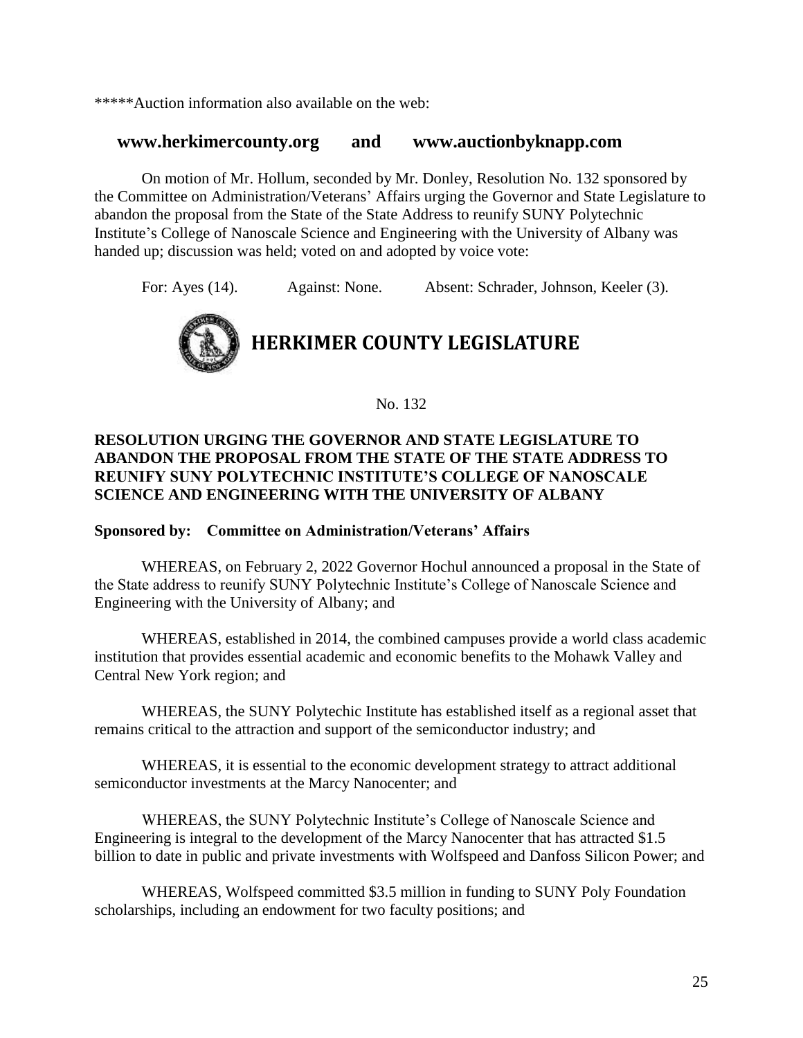*****Auction information also available on the web:

**www.herkimercounty.org and www.auctionbyknapp.com**

On motion of Mr. Hollum, seconded by Mr. Donley, Resolution No. 132 sponsored by the Committee on Administration/Veterans' Affairs urging the Governor and State Legislature to abandon the proposal from the State of the State Address to reunify SUNY Polytechnic Institute's College of Nanoscale Science and Engineering with the University of Albany was handed up; discussion was held; voted on and adopted by voice vote:

For: Ayes (14). Against: None. Absent: Schrader, Johnson, Keeler (3).

# HERKIMER COUNTY LEGISLATURE

No. 132

**RESOLUTION URGING THE GOVERNOR AND STATE LEGISLATURE TO ABANDON THE PROPOSAL FROM THE STATE OF THE STATE ADDRESS TO REUNIFY SUNY POLYTECHNIC INSTITUTE'S COLLEGE OF NANOSCALE SCIENCE AND ENGINEERING WITH THE UNIVERSITY OF ALBANY**

**Sponsored by: Committee on Administration/Veterans' Affairs**

WHEREAS, on February 2, 2022 Governor Hochul announced a proposal in the State of the State address to reunify SUNY Polytechnic Institute's College of Nanoscale Science and Engineering with the University of Albany; and

WHEREAS, established in 2014, the combined campuses provide a world class academic institution that provides essential academic and economic benefits to the Mohawk Valley and Central New York region; and

WHEREAS, the SUNY Polytechic Institute has established itself as a regional asset that remains critical to the attraction and support of the semiconductor industry; and

WHEREAS, it is essential to the economic development strategy to attract additional semiconductor investments at the Marcy Nanocenter; and

WHEREAS, the SUNY Polytechnic Institute's College of Nanoscale Science and Engineering is integral to the development of the Marcy Nanocenter that has attracted $1.5 billion to date in public and private investments with Wolfspeed and Danfoss Silicon Power; and

WHEREAS, Wolfspeed committed $3.5 million in funding to SUNY Poly Foundation scholarships, including an endowment for two faculty positions; and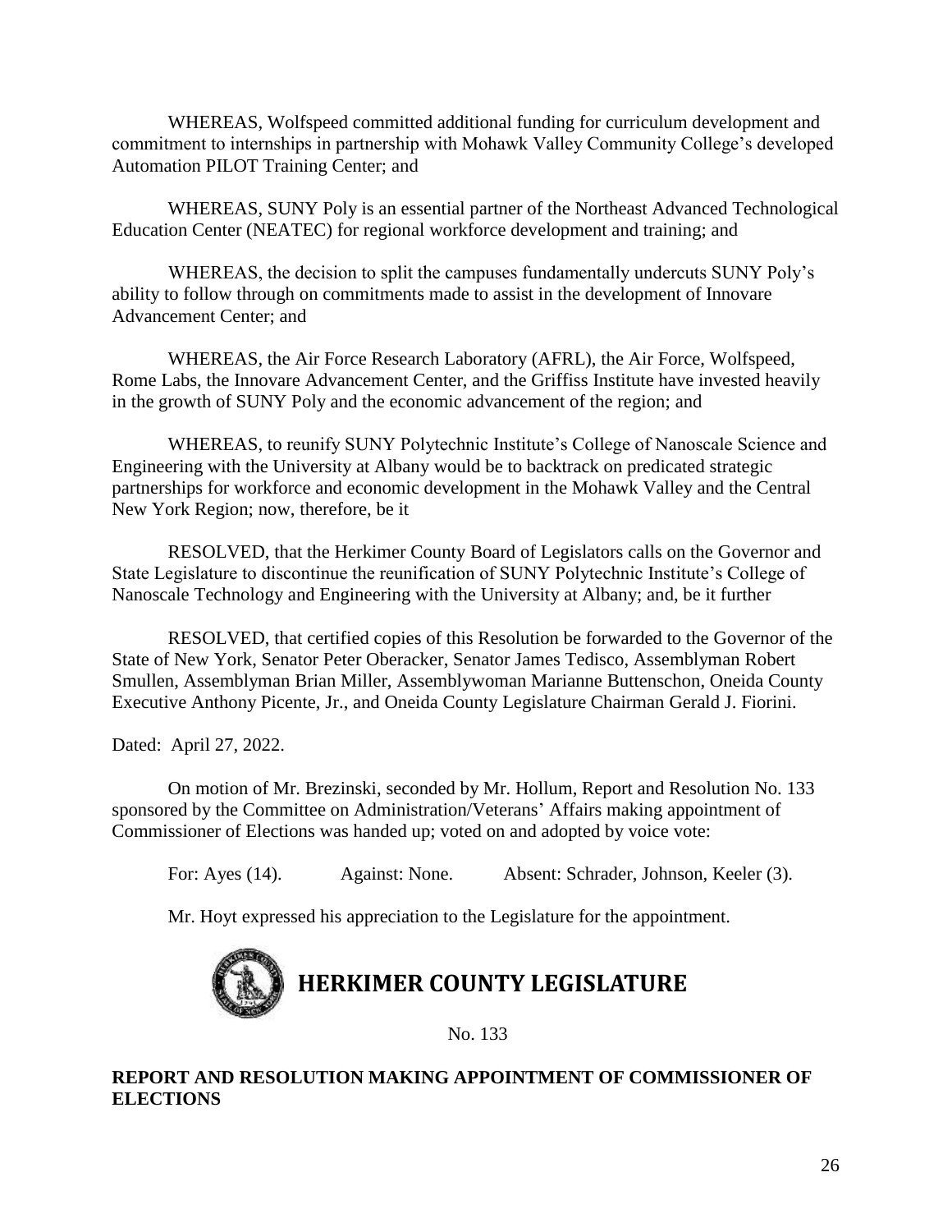WHEREAS, Wolfspeed committed additional funding for curriculum development and commitment to internships in partnership with Mohawk Valley Community College's developed Automation PILOT Training Center; and

WHEREAS, SUNY Poly is an essential partner of the Northeast Advanced Technological Education Center (NEATEC) for regional workforce development and training; and

WHEREAS, the decision to split the campuses fundamentally undercuts SUNY Poly's ability to follow through on commitments made to assist in the development of Innovare Advancement Center; and

WHEREAS, the Air Force Research Laboratory (AFRL), the Air Force, Wolfspeed, Rome Labs, the Innovare Advancement Center, and the Griffiss Institute have invested heavily in the growth of SUNY Poly and the economic advancement of the region; and

WHEREAS, to reunify SUNY Polytechnic Institute's College of Nanoscale Science and Engineering with the University at Albany would be to backtrack on predicated strategic partnerships for workforce and economic development in the Mohawk Valley and the Central New York Region; now, therefore, be it

RESOLVED, that the Herkimer County Board of Legislators calls on the Governor and State Legislature to discontinue the reunification of SUNY Polytechnic Institute's College of Nanoscale Technology and Engineering with the University at Albany; and, be it further

RESOLVED, that certified copies of this Resolution be forwarded to the Governor of the State of New York, Senator Peter Oberacker, Senator James Tedisco, Assemblyman Robert Smullen, Assemblyman Brian Miller, Assemblywoman Marianne Buttenschon, Oneida County Executive Anthony Picente, Jr., and Oneida County Legislature Chairman Gerald J. Fiorini.

Dated: April 27, 2022.

On motion of Mr. Brezinski, seconded by Mr. Hollum, Report and Resolution No. 133 sponsored by the Committee on Administration/Veterans' Affairs making appointment of Commissioner of Elections was handed up; voted on and adopted by voice vote:

For: Ayes (14). Against: None. Absent: Schrader, Johnson, Keeler (3).

Mr. Hoyt expressed his appreciation to the Legislature for the appointment.

# HERKIMER COUNTY LEGISLATURE

No. 133

**REPORT AND RESOLUTION MAKING APPOINTMENT OF COMMISSIONER OF ELECTIONS**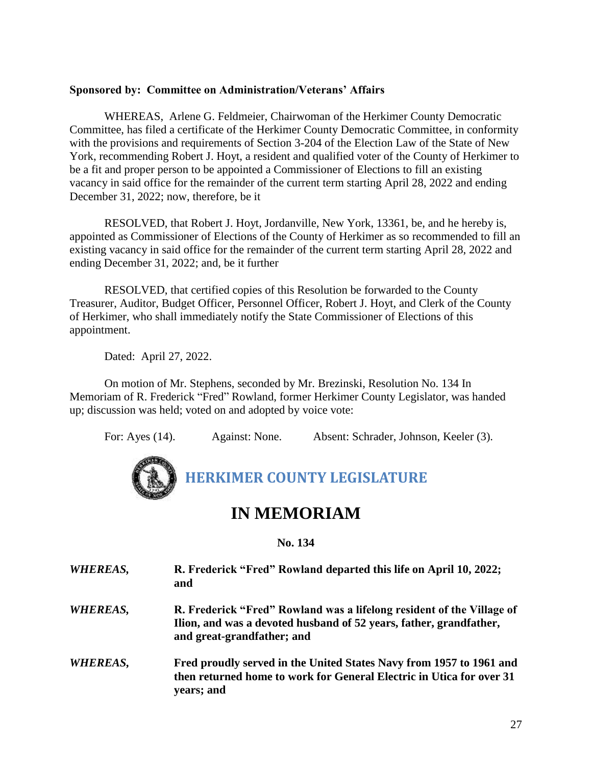**Sponsored by: Committee on Administration/Veterans' Affairs**

WHEREAS, Arlene G. Feldmeier, Chairwoman of the Herkimer County Democratic Committee, has filed a certificate of the Herkimer County Democratic Committee, in conformity with the provisions and requirements of Section 3-204 of the Election Law of the State of New York, recommending Robert J. Hoyt, a resident and qualified voter of the County of Herkimer to be a fit and proper person to be appointed a Commissioner of Elections to fill an existing vacancy in said office for the remainder of the current term starting April 28, 2022 and ending December 31, 2022; now, therefore, be it

RESOLVED, that Robert J. Hoyt, Jordanville, New York, 13361, be, and he hereby is, appointed as Commissioner of Elections of the County of Herkimer as so recommended to fill an existing vacancy in said office for the remainder of the current term starting April 28, 2022 and ending December 31, 2022; and, be it further

RESOLVED, that certified copies of this Resolution be forwarded to the County Treasurer, Auditor, Budget Officer, Personnel Officer, Robert J. Hoyt, and Clerk of the County of Herkimer, who shall immediately notify the State Commissioner of Elections of this appointment.

Dated: April 27, 2022.

On motion of Mr. Stephens, seconded by Mr. Brezinski, Resolution No. 134 In Memoriam of R. Frederick "Fred" Rowland, former Herkimer County Legislator, was handed up; discussion was held; voted on and adopted by voice vote:

For: Ayes (14). Against: None. Absent: Schrader, Johnson, Keeler (3).

## HERKIMER COUNTY LEGISLATURE

# IN MEMORIAM

**No. 134**

***WHEREAS,*** **R. Frederick "Fred" Rowland departed this life on April 10, 2022; and**

***WHEREAS,*** **R. Frederick "Fred" Rowland was a lifelong resident of the Village of Ilion, and was a devoted husband of 52 years, father, grandfather, and great-grandfather; and**

***WHEREAS,*** **Fred proudly served in the United States Navy from 1957 to 1961 and then returned home to work for General Electric in Utica for over 31 years; and**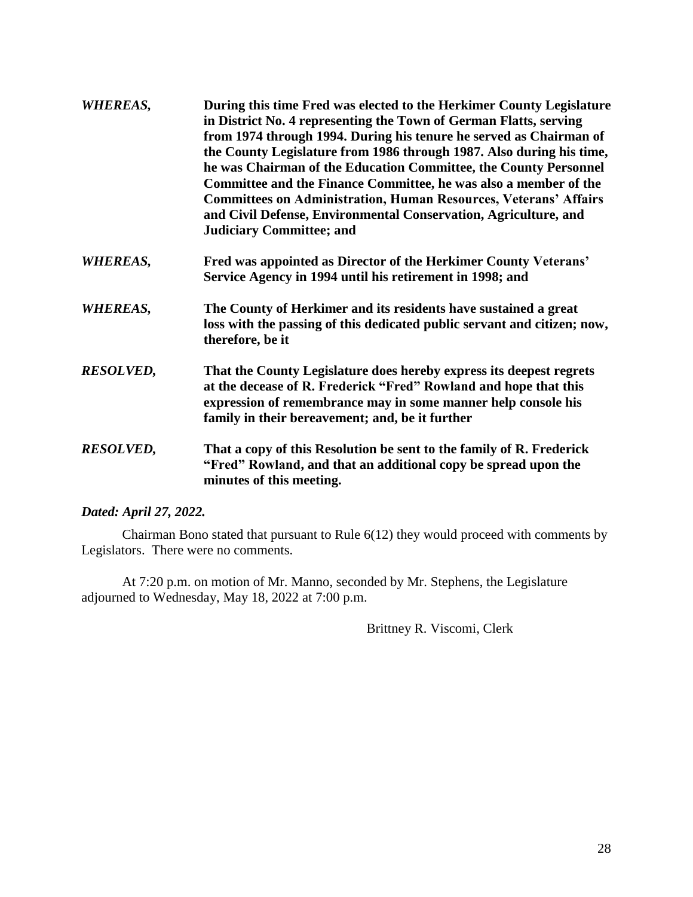***WHEREAS,*** **During this time Fred was elected to the Herkimer County Legislature in District No. 4 representing the Town of German Flatts, serving from 1974 through 1994. During his tenure he served as Chairman of the County Legislature from 1986 through 1987. Also during his time, he was Chairman of the Education Committee, the County Personnel Committee and the Finance Committee, he was also a member of the Committees on Administration, Human Resources, Veterans' Affairs and Civil Defense, Environmental Conservation, Agriculture, and Judiciary Committee; and**

***WHEREAS,*** **Fred was appointed as Director of the Herkimer County Veterans' Service Agency in 1994 until his retirement in 1998; and**

***WHEREAS,*** **The County of Herkimer and its residents have sustained a great loss with the passing of this dedicated public servant and citizen; now, therefore, be it**

***RESOLVED,*** **That the County Legislature does hereby express its deepest regrets at the decease of R. Frederick "Fred" Rowland and hope that this expression of remembrance may in some manner help console his family in their bereavement; and, be it further**

***RESOLVED,*** **That a copy of this Resolution be sent to the family of R. Frederick "Fred" Rowland, and that an additional copy be spread upon the minutes of this meeting.**

***Dated: April 27, 2022.***

Chairman Bono stated that pursuant to Rule 6(12) they would proceed with comments by Legislators. There were no comments.

At 7:20 p.m. on motion of Mr. Manno, seconded by Mr. Stephens, the Legislature adjourned to Wednesday, May 18, 2022 at 7:00 p.m.

Brittney R. Viscomi, Clerk